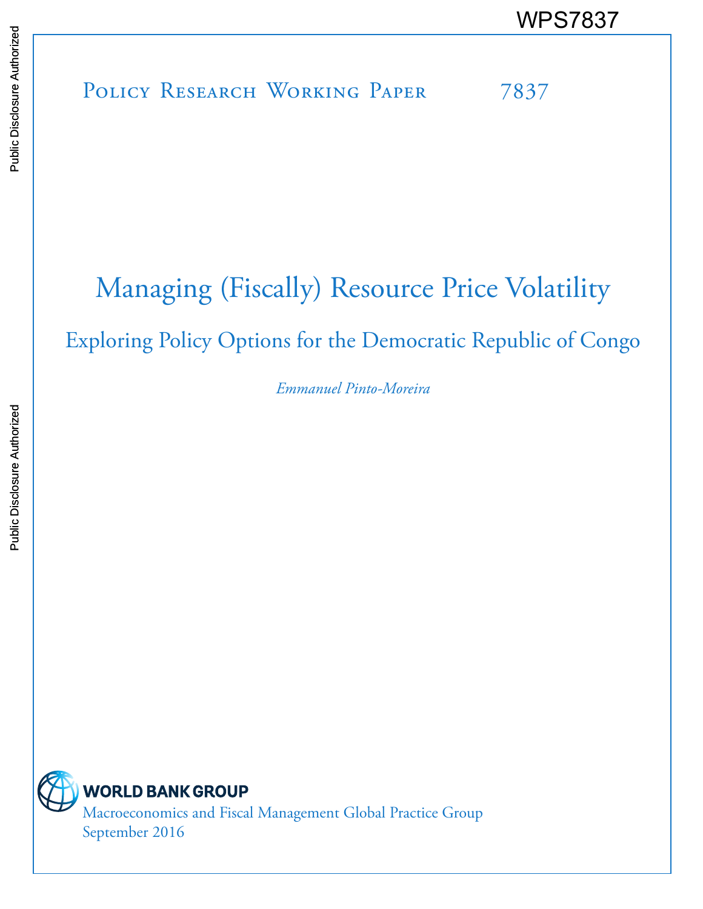WPS7837

Policy Research Working Paper 7837

# Managing (Fiscally) Resource Price Volatility

## Exploring Policy Options for the Democratic Republic of Congo

*Emmanuel Pinto-Moreira*

WORLD BANK GROUP

Macroeconomics and Fiscal Management Global Practice Group

September 2016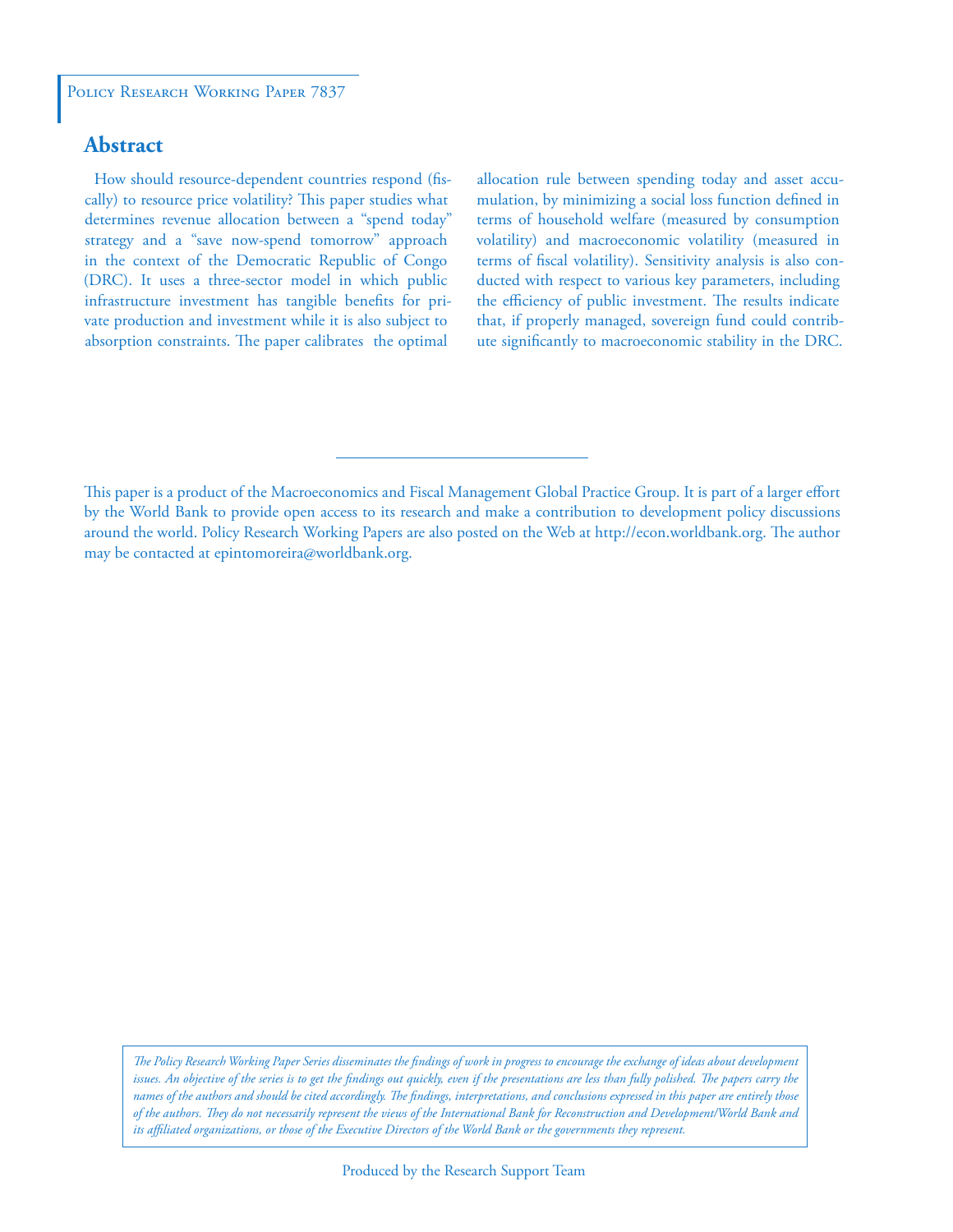Policy Research Working Paper 7837

## Abstract

How should resource-dependent countries respond (fiscally) to resource price volatility? This paper studies what determines revenue allocation between a "spend today" strategy and a "save now-spend tomorrow" approach in the context of the Democratic Republic of Congo (DRC). It uses a three-sector model in which public infrastructure investment has tangible benefits for private production and investment while it is also subject to absorption constraints. The paper calibrates the optimal allocation rule between spending today and asset accumulation, by minimizing a social loss function defined in terms of household welfare (measured by consumption volatility) and macroeconomic volatility (measured in terms of fiscal volatility). Sensitivity analysis is also conducted with respect to various key parameters, including the efficiency of public investment. The results indicate that, if properly managed, sovereign fund could contribute significantly to macroeconomic stability in the DRC.

This paper is a product of the Macroeconomics and Fiscal Management Global Practice Group. It is part of a larger effort by the World Bank to provide open access to its research and make a contribution to development policy discussions around the world. Policy Research Working Papers are also posted on the Web at http://econ.worldbank.org. The author may be contacted at epintomoreira@worldbank.org.

*The Policy Research Working Paper Series disseminates the findings of work in progress to encourage the exchange of ideas about development issues. An objective of the series is to get the findings out quickly, even if the presentations are less than fully polished. The papers carry the names of the authors and should be cited accordingly. The findings, interpretations, and conclusions expressed in this paper are entirely those of the authors. They do not necessarily represent the views of the International Bank for Reconstruction and Development/World Bank and its affiliated organizations, or those of the Executive Directors of the World Bank or the governments they represent.*

Produced by the Research Support Team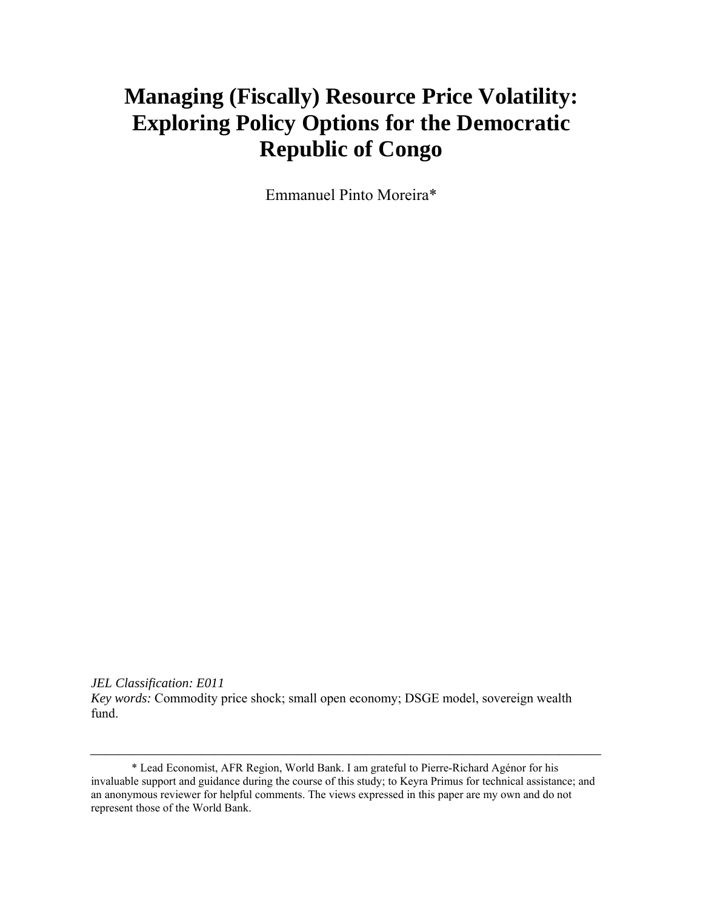# Managing (Fiscally) Resource Price Volatility: Exploring Policy Options for the Democratic Republic of Congo

Emmanuel Pinto Moreira*

*JEL Classification: E011*
*Key words:* Commodity price shock; small open economy; DSGE model, sovereign wealth fund.

---

\* Lead Economist, AFR Region, World Bank. I am grateful to Pierre-Richard Agénor for his invaluable support and guidance during the course of this study; to Keyra Primus for technical assistance; and an anonymous reviewer for helpful comments. The views expressed in this paper are my own and do not represent those of the World Bank.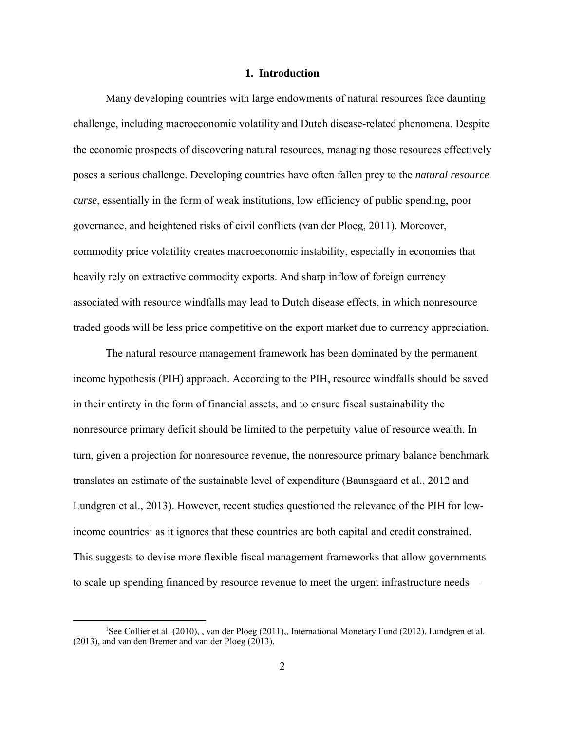# 1. Introduction

Many developing countries with large endowments of natural resources face daunting challenge, including macroeconomic volatility and Dutch disease-related phenomena. Despite the economic prospects of discovering natural resources, managing those resources effectively poses a serious challenge. Developing countries have often fallen prey to the *natural resource curse*, essentially in the form of weak institutions, low efficiency of public spending, poor governance, and heightened risks of civil conflicts (van der Ploeg, 2011). Moreover, commodity price volatility creates macroeconomic instability, especially in economies that heavily rely on extractive commodity exports. And sharp inflow of foreign currency associated with resource windfalls may lead to Dutch disease effects, in which nonresource traded goods will be less price competitive on the export market due to currency appreciation.

The natural resource management framework has been dominated by the permanent income hypothesis (PIH) approach. According to the PIH, resource windfalls should be saved in their entirety in the form of financial assets, and to ensure fiscal sustainability the nonresource primary deficit should be limited to the perpetuity value of resource wealth. In turn, given a projection for nonresource revenue, the nonresource primary balance benchmark translates an estimate of the sustainable level of expenditure (Baunsgaard et al., 2012 and Lundgren et al., 2013). However, recent studies questioned the relevance of the PIH for low-income countries[1] as it ignores that these countries are both capital and credit constrained. This suggests to devise more flexible fiscal management frameworks that allow governments to scale up spending financed by resource revenue to meet the urgent infrastructure needs—

[1] See Collier et al. (2010), , van der Ploeg (2011),, International Monetary Fund (2012), Lundgren et al. (2013), and van den Bremer and van der Ploeg (2013).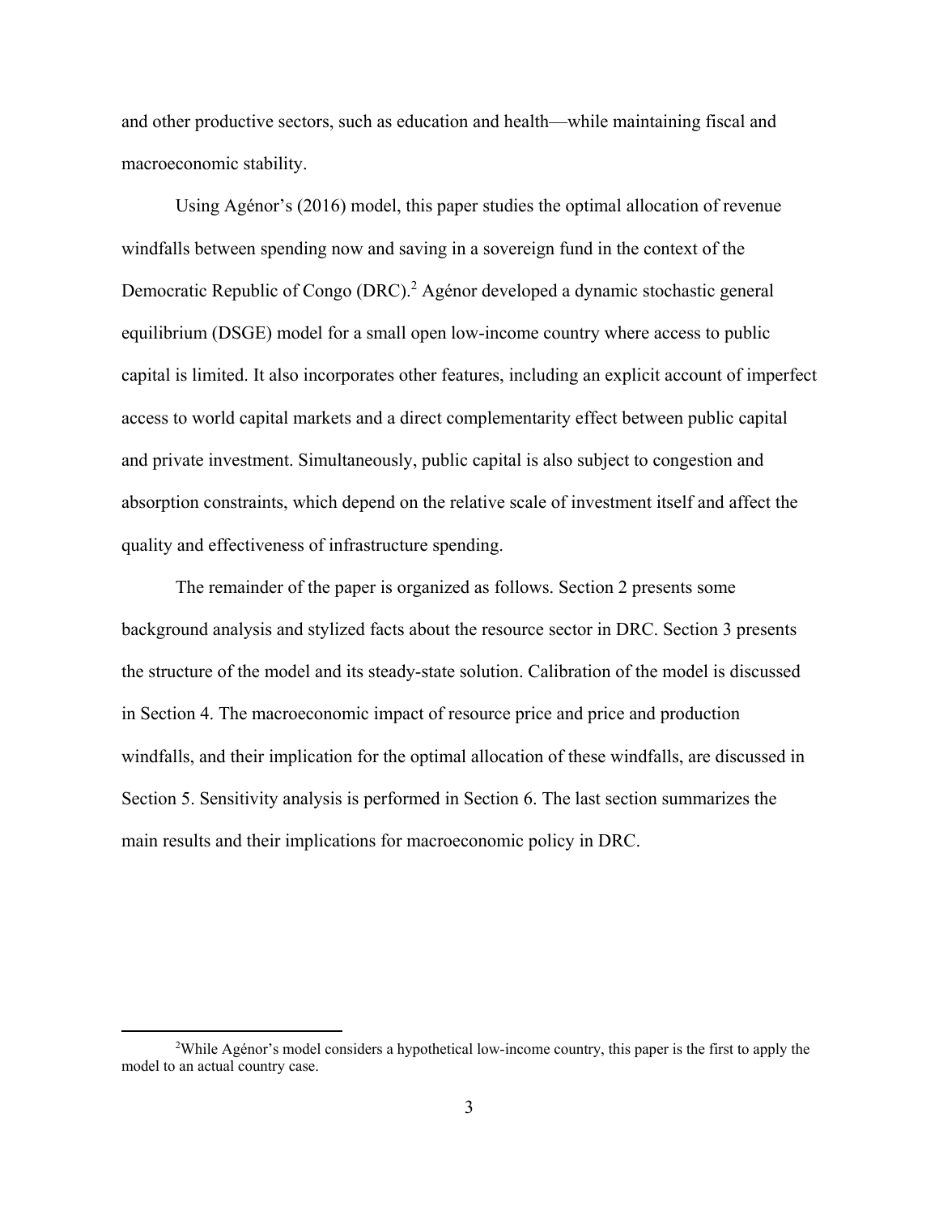and other productive sectors, such as education and health—while maintaining fiscal and macroeconomic stability.

Using Agénor's (2016) model, this paper studies the optimal allocation of revenue windfalls between spending now and saving in a sovereign fund in the context of the Democratic Republic of Congo (DRC).[2] Agénor developed a dynamic stochastic general equilibrium (DSGE) model for a small open low-income country where access to public capital is limited. It also incorporates other features, including an explicit account of imperfect access to world capital markets and a direct complementarity effect between public capital and private investment. Simultaneously, public capital is also subject to congestion and absorption constraints, which depend on the relative scale of investment itself and affect the quality and effectiveness of infrastructure spending.

The remainder of the paper is organized as follows. Section 2 presents some background analysis and stylized facts about the resource sector in DRC. Section 3 presents the structure of the model and its steady-state solution. Calibration of the model is discussed in Section 4. The macroeconomic impact of resource price and price and production windfalls, and their implication for the optimal allocation of these windfalls, are discussed in Section 5. Sensitivity analysis is performed in Section 6. The last section summarizes the main results and their implications for macroeconomic policy in DRC.

[2] While Agénor's model considers a hypothetical low-income country, this paper is the first to apply the model to an actual country case.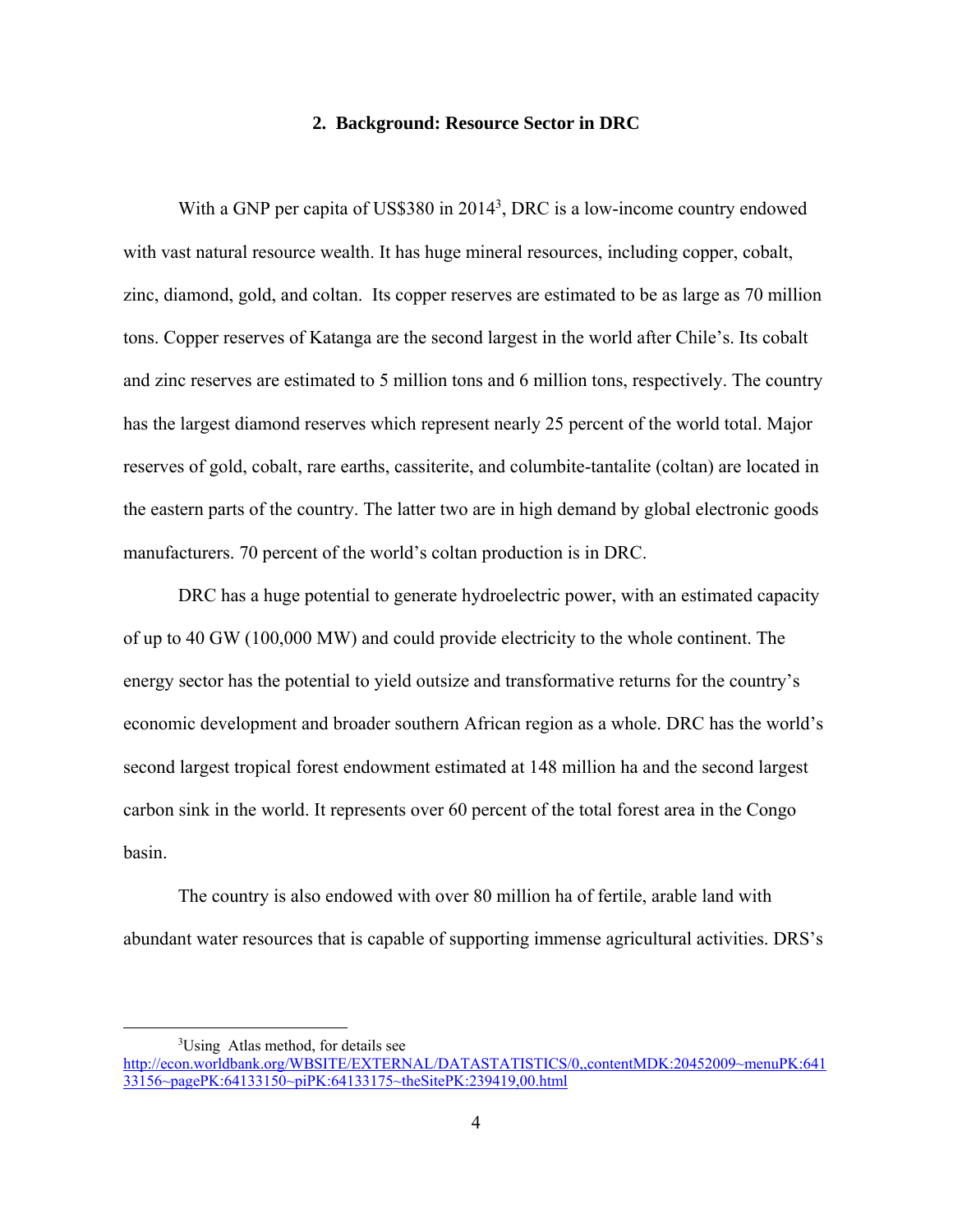## 2. Background: Resource Sector in DRC

With a GNP per capita of US$380 in 2014[3], DRC is a low-income country endowed with vast natural resource wealth. It has huge mineral resources, including copper, cobalt, zinc, diamond, gold, and coltan. Its copper reserves are estimated to be as large as 70 million tons. Copper reserves of Katanga are the second largest in the world after Chile's. Its cobalt and zinc reserves are estimated to 5 million tons and 6 million tons, respectively. The country has the largest diamond reserves which represent nearly 25 percent of the world total. Major reserves of gold, cobalt, rare earths, cassiterite, and columbite-tantalite (coltan) are located in the eastern parts of the country. The latter two are in high demand by global electronic goods manufacturers. 70 percent of the world's coltan production is in DRC.

DRC has a huge potential to generate hydroelectric power, with an estimated capacity of up to 40 GW (100,000 MW) and could provide electricity to the whole continent. The energy sector has the potential to yield outsize and transformative returns for the country's economic development and broader southern African region as a whole. DRC has the world's second largest tropical forest endowment estimated at 148 million ha and the second largest carbon sink in the world. It represents over 60 percent of the total forest area in the Congo basin.

The country is also endowed with over 80 million ha of fertile, arable land with abundant water resources that is capable of supporting immense agricultural activities. DRS's

---

[3] Using Atlas method, for details see http://econ.worldbank.org/WBSITE/EXTERNAL/DATASTATISTICS/0,,contentMDK:20452009~menuPK:64133156~pagePK:64133150~piPK:64133175~theSitePK:239419,00.html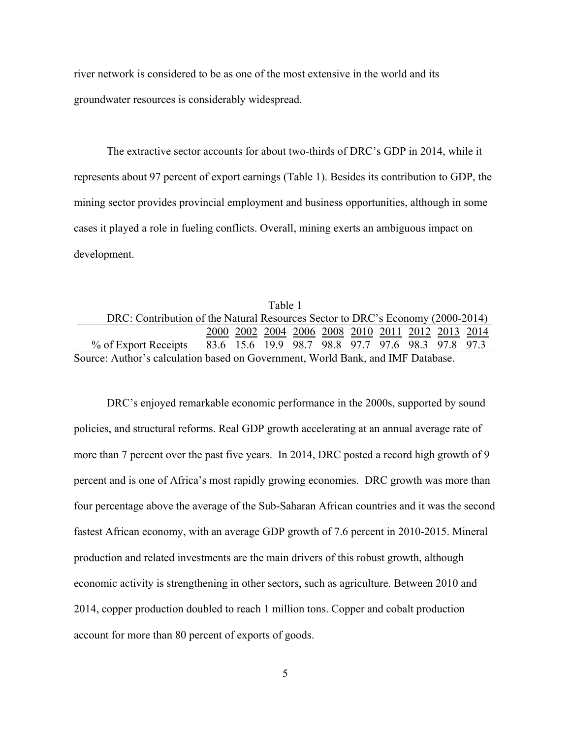river network is considered to be as one of the most extensive in the world and its groundwater resources is considerably widespread.

The extractive sector accounts for about two-thirds of DRC's GDP in 2014, while it represents about 97 percent of export earnings (Table 1). Besides its contribution to GDP, the mining sector provides provincial employment and business opportunities, although in some cases it played a role in fueling conflicts. Overall, mining exerts an ambiguous impact on development.

Table 1

DRC: Contribution of the Natural Resources Sector to DRC's Economy (2000-2014)

| | 2000 | 2002 | 2004 | 2006 | 2008 | 2010 | 2011 | 2012 | 2013 | 2014 |
|---|---|---|---|---|---|---|---|---|---|---|
| % of Export Receipts | 83.6 | 15.6 | 19.9 | 98.7 | 98.8 | 97.7 | 97.6 | 98.3 | 97.8 | 97.3 |

Source: Author's calculation based on Government, World Bank, and IMF Database.

DRC's enjoyed remarkable economic performance in the 2000s, supported by sound policies, and structural reforms. Real GDP growth accelerating at an annual average rate of more than 7 percent over the past five years. In 2014, DRC posted a record high growth of 9 percent and is one of Africa's most rapidly growing economies. DRC growth was more than four percentage above the average of the Sub-Saharan African countries and it was the second fastest African economy, with an average GDP growth of 7.6 percent in 2010-2015. Mineral production and related investments are the main drivers of this robust growth, although economic activity is strengthening in other sectors, such as agriculture. Between 2010 and 2014, copper production doubled to reach 1 million tons. Copper and cobalt production account for more than 80 percent of exports of goods.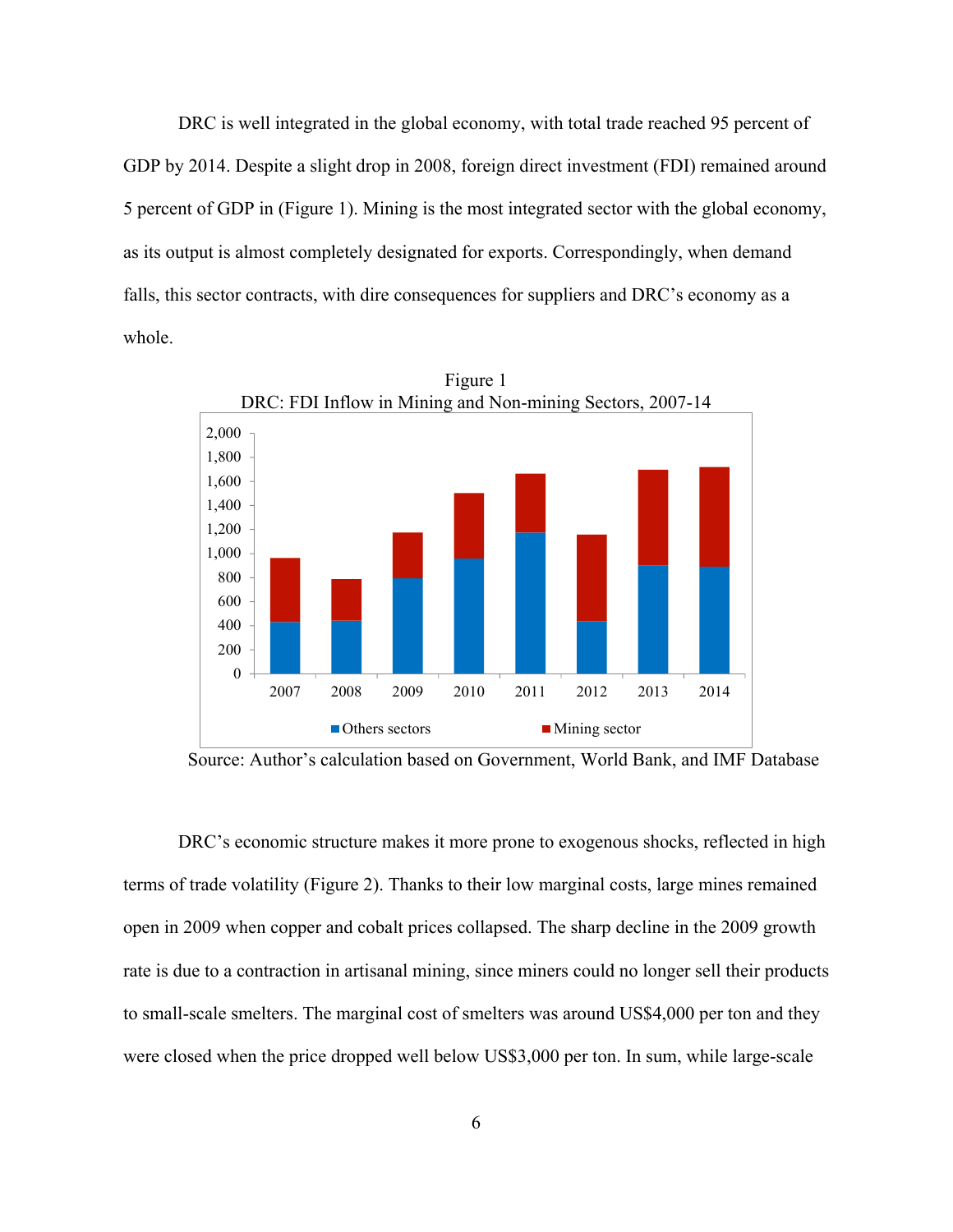DRC is well integrated in the global economy, with total trade reached 95 percent of GDP by 2014. Despite a slight drop in 2008, foreign direct investment (FDI) remained around 5 percent of GDP in (Figure 1). Mining is the most integrated sector with the global economy, as its output is almost completely designated for exports. Correspondingly, when demand falls, this sector contracts, with dire consequences for suppliers and DRC's economy as a whole.

Figure 1
DRC: FDI Inflow in Mining and Non-mining Sectors, 2007-14

Source: Author's calculation based on Government, World Bank, and IMF Database

DRC's economic structure makes it more prone to exogenous shocks, reflected in high terms of trade volatility (Figure 2). Thanks to their low marginal costs, large mines remained open in 2009 when copper and cobalt prices collapsed. The sharp decline in the 2009 growth rate is due to a contraction in artisanal mining, since miners could no longer sell their products to small-scale smelters. The marginal cost of smelters was around US$4,000 per ton and they were closed when the price dropped well below US$3,000 per ton. In sum, while large-scale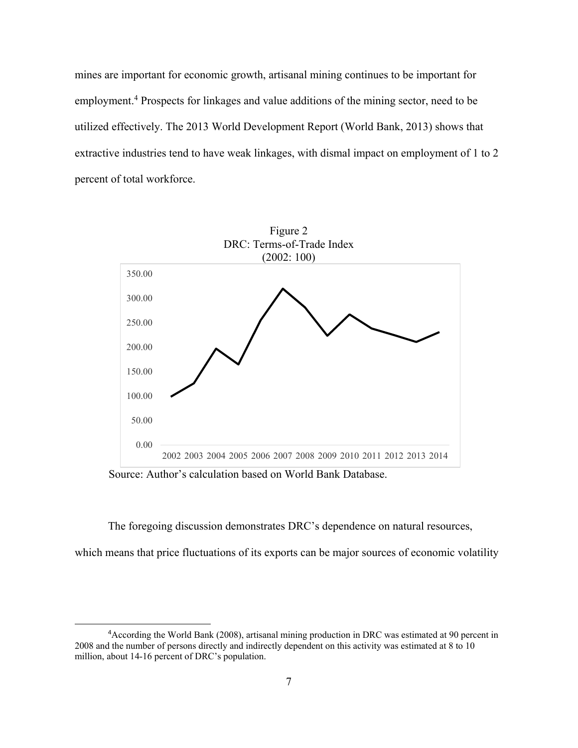mines are important for economic growth, artisanal mining continues to be important for employment.[4] Prospects for linkages and value additions of the mining sector, need to be utilized effectively. The 2013 World Development Report (World Bank, 2013) shows that extractive industries tend to have weak linkages, with dismal impact on employment of 1 to 2 percent of total workforce.

Figure 2
DRC: Terms-of-Trade Index
(2002: 100)

Source: Author's calculation based on World Bank Database.

The foregoing discussion demonstrates DRC's dependence on natural resources, which means that price fluctuations of its exports can be major sources of economic volatility

---

[4]According the World Bank (2008), artisanal mining production in DRC was estimated at 90 percent in 2008 and the number of persons directly and indirectly dependent on this activity was estimated at 8 to 10 million, about 14-16 percent of DRC's population.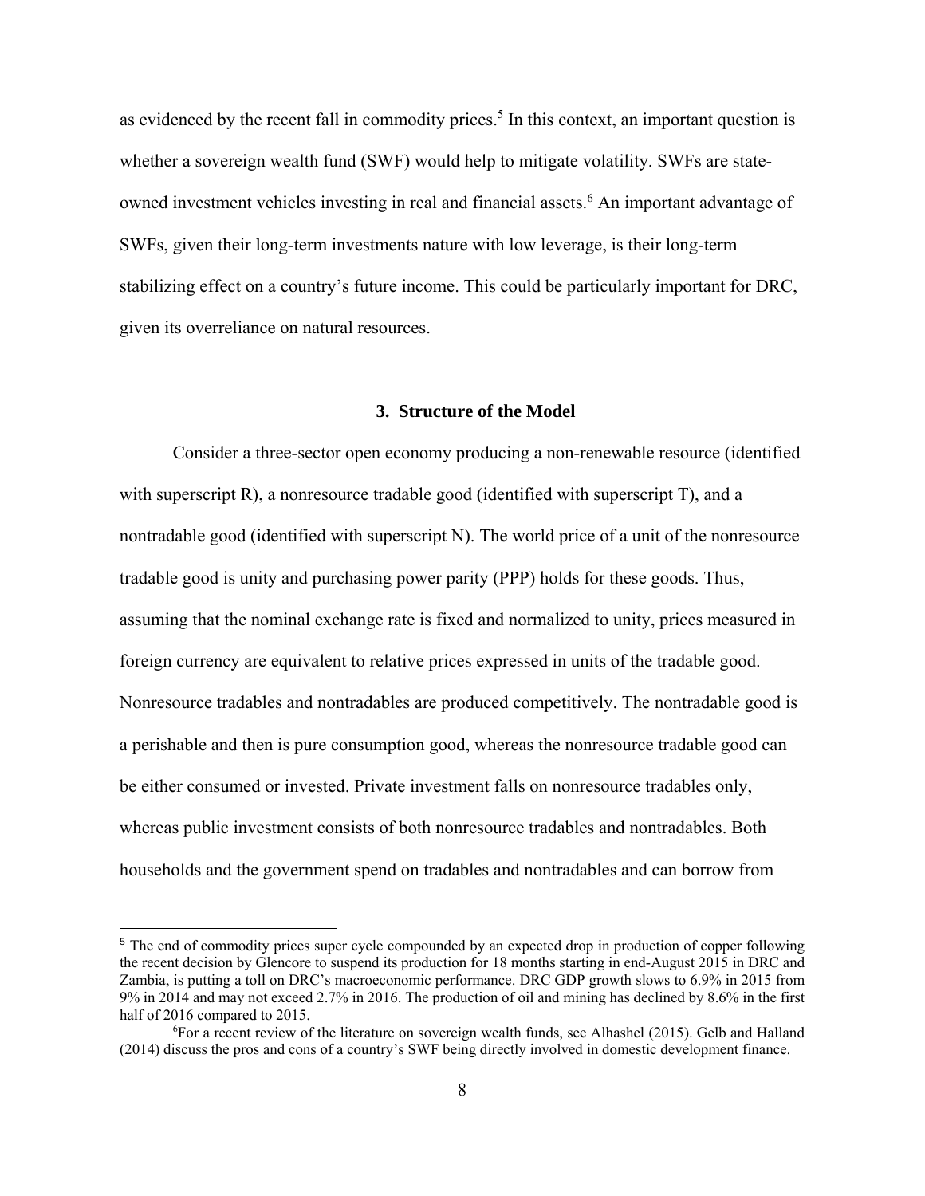as evidenced by the recent fall in commodity prices.[5] In this context, an important question is whether a sovereign wealth fund (SWF) would help to mitigate volatility. SWFs are state-owned investment vehicles investing in real and financial assets.[6] An important advantage of SWFs, given their long-term investments nature with low leverage, is their long-term stabilizing effect on a country's future income. This could be particularly important for DRC, given its overreliance on natural resources.

## 3. Structure of the Model

Consider a three-sector open economy producing a non-renewable resource (identified with superscript R), a nonresource tradable good (identified with superscript T), and a nontradable good (identified with superscript N). The world price of a unit of the nonresource tradable good is unity and purchasing power parity (PPP) holds for these goods. Thus, assuming that the nominal exchange rate is fixed and normalized to unity, prices measured in foreign currency are equivalent to relative prices expressed in units of the tradable good. Nonresource tradables and nontradables are produced competitively. The nontradable good is a perishable and then is pure consumption good, whereas the nonresource tradable good can be either consumed or invested. Private investment falls on nonresource tradables only, whereas public investment consists of both nonresource tradables and nontradables. Both households and the government spend on tradables and nontradables and can borrow from

---

[5] The end of commodity prices super cycle compounded by an expected drop in production of copper following the recent decision by Glencore to suspend its production for 18 months starting in end-August 2015 in DRC and Zambia, is putting a toll on DRC's macroeconomic performance. DRC GDP growth slows to 6.9% in 2015 from 9% in 2014 and may not exceed 2.7% in 2016. The production of oil and mining has declined by 8.6% in the first half of 2016 compared to 2015.

[6] For a recent review of the literature on sovereign wealth funds, see Alhashel (2015). Gelb and Halland (2014) discuss the pros and cons of a country's SWF being directly involved in domestic development finance.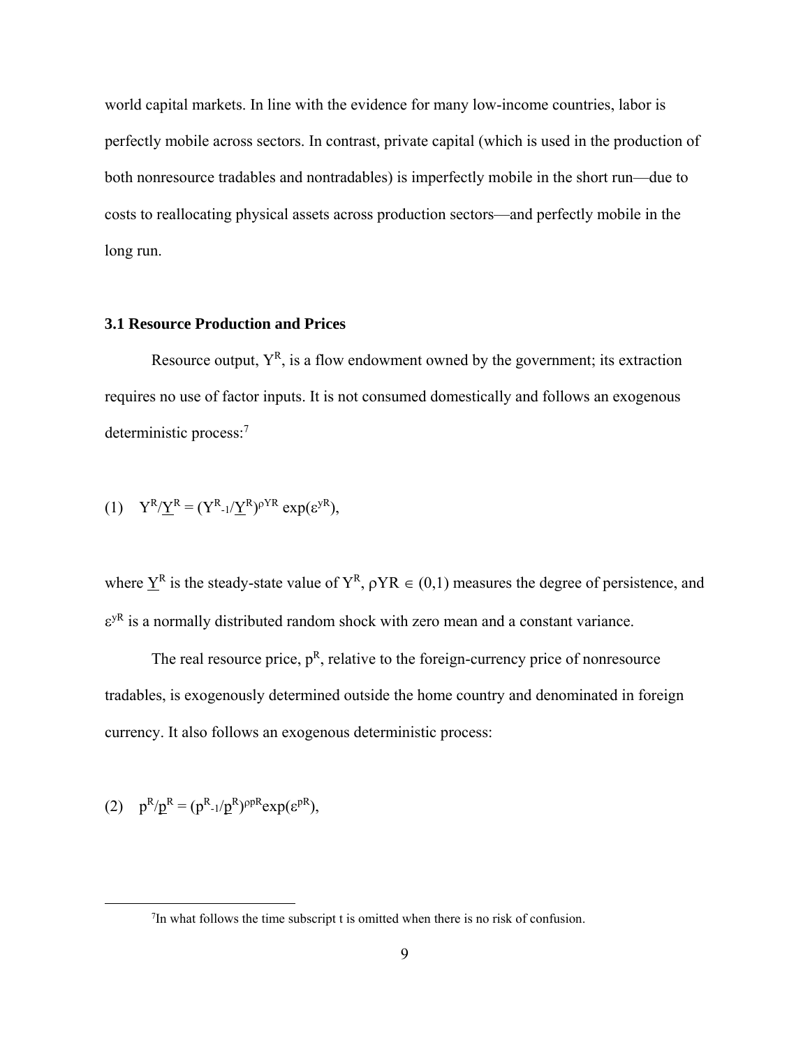world capital markets. In line with the evidence for many low-income countries, labor is perfectly mobile across sectors. In contrast, private capital (which is used in the production of both nonresource tradables and nontradables) is imperfectly mobile in the short run—due to costs to reallocating physical assets across production sectors—and perfectly mobile in the long run.

### 3.1 Resource Production and Prices

Resource output, $Y^R$, is a flow endowment owned by the government; its extraction requires no use of factor inputs. It is not consumed domestically and follows an exogenous deterministic process:[7]

$$(1) \quad Y^R/\underline{Y}^R = (Y^R_{-1}/\underline{Y}^R)^{\rho YR} \exp(\varepsilon^{yR}),$$

where $\underline{Y}^R$ is the steady-state value of $Y^R$, $\rho YR \in (0,1)$ measures the degree of persistence, and $\varepsilon^{yR}$ is a normally distributed random shock with zero mean and a constant variance.

The real resource price, $p^R$, relative to the foreign-currency price of nonresource tradables, is exogenously determined outside the home country and denominated in foreign currency. It also follows an exogenous deterministic process:

$$(2) \quad p^R/\underline{p}^R = (p^R_{-1}/\underline{p}^R)^{\rho pR} \exp(\varepsilon^{pR}),$$

[7]In what follows the time subscript t is omitted when there is no risk of confusion.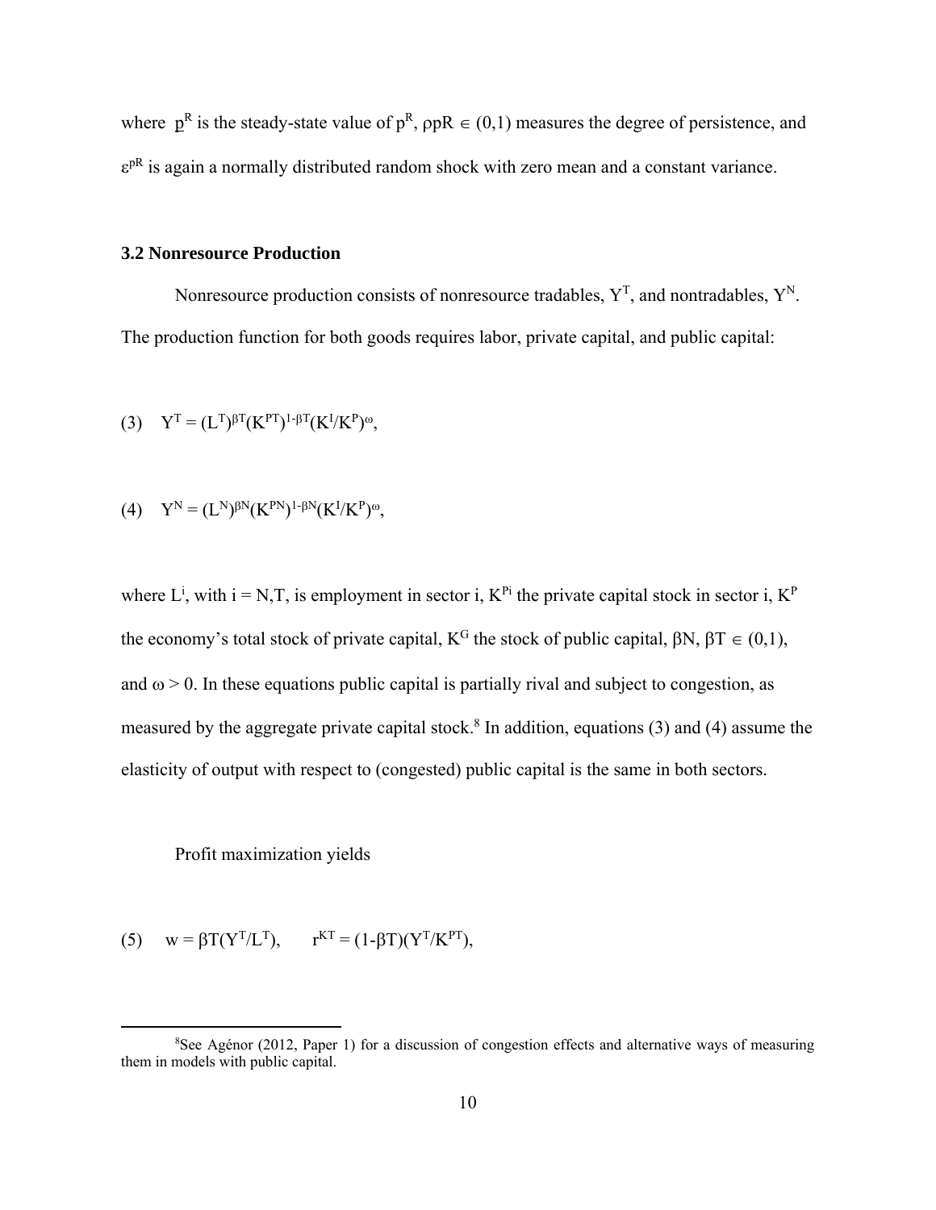where $\underline{p}^R$ is the steady-state value of $p^R$, $\rho pR \in (0,1)$ measures the degree of persistence, and $\varepsilon^{pR}$ is again a normally distributed random shock with zero mean and a constant variance.

### 3.2 Nonresource Production

Nonresource production consists of nonresource tradables, $Y^T$, and nontradables, $Y^N$. The production function for both goods requires labor, private capital, and public capital:

$$(3) \quad Y^T = (L^T)^{\beta T}(K^{PT})^{1-\beta T}(K^I/K^P)^{\omega},$$

$$(4) \quad Y^N = (L^N)^{\beta N}(K^{PN})^{1-\beta N}(K^I/K^P)^{\omega},$$

where $L^i$, with i = N,T, is employment in sector i, $K^{Pi}$ the private capital stock in sector i, $K^P$ the economy's total stock of private capital, $K^G$ the stock of public capital, $\beta N, \beta T \in (0,1)$, and $\omega > 0$. In these equations public capital is partially rival and subject to congestion, as measured by the aggregate private capital stock.[8] In addition, equations (3) and (4) assume the elasticity of output with respect to (congested) public capital is the same in both sectors.

Profit maximization yields

$$(5) \quad w = \beta T(Y^T/L^T), \qquad r^{KT} = (1-\beta T)(Y^T/K^{PT}),$$

[8]See Agénor (2012, Paper 1) for a discussion of congestion effects and alternative ways of measuring them in models with public capital.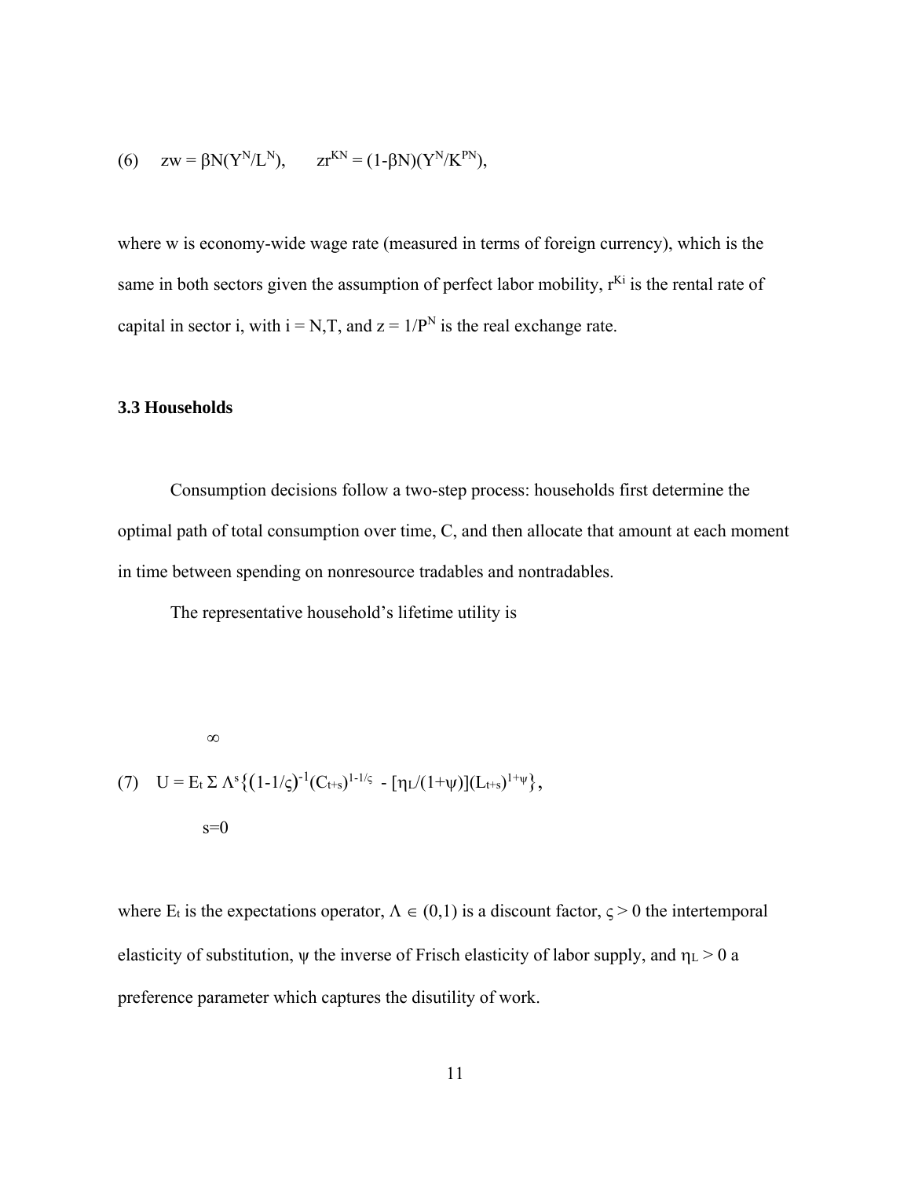$$(6) \quad zw = \beta_N(Y^N/L^N), \qquad zr^{KN} = (1-\beta_N)(Y^N/K^{PN}),$$

where w is economy-wide wage rate (measured in terms of foreign currency), which is the same in both sectors given the assumption of perfect labor mobility, $r^{Ki}$ is the rental rate of capital in sector i, with i = N,T, and $z = 1/P^N$ is the real exchange rate.

### 3.3 Households

Consumption decisions follow a two-step process: households first determine the optimal path of total consumption over time, C, and then allocate that amount at each moment in time between spending on nonresource tradables and nontradables.

The representative household's lifetime utility is

$$(7) \quad U = E_t \sum_{s=0}^{\infty} \Lambda^s \{(1-1/\varsigma)^{-1}(C_{t+s})^{1-1/\varsigma} - [\eta_L/(1+\psi)](L_{t+s})^{1+\psi}\},$$

where $E_t$ is the expectations operator, $\Lambda \in (0,1)$ is a discount factor, $\varsigma > 0$ the intertemporal elasticity of substitution, $\psi$ the inverse of Frisch elasticity of labor supply, and $\eta_L > 0$ a preference parameter which captures the disutility of work.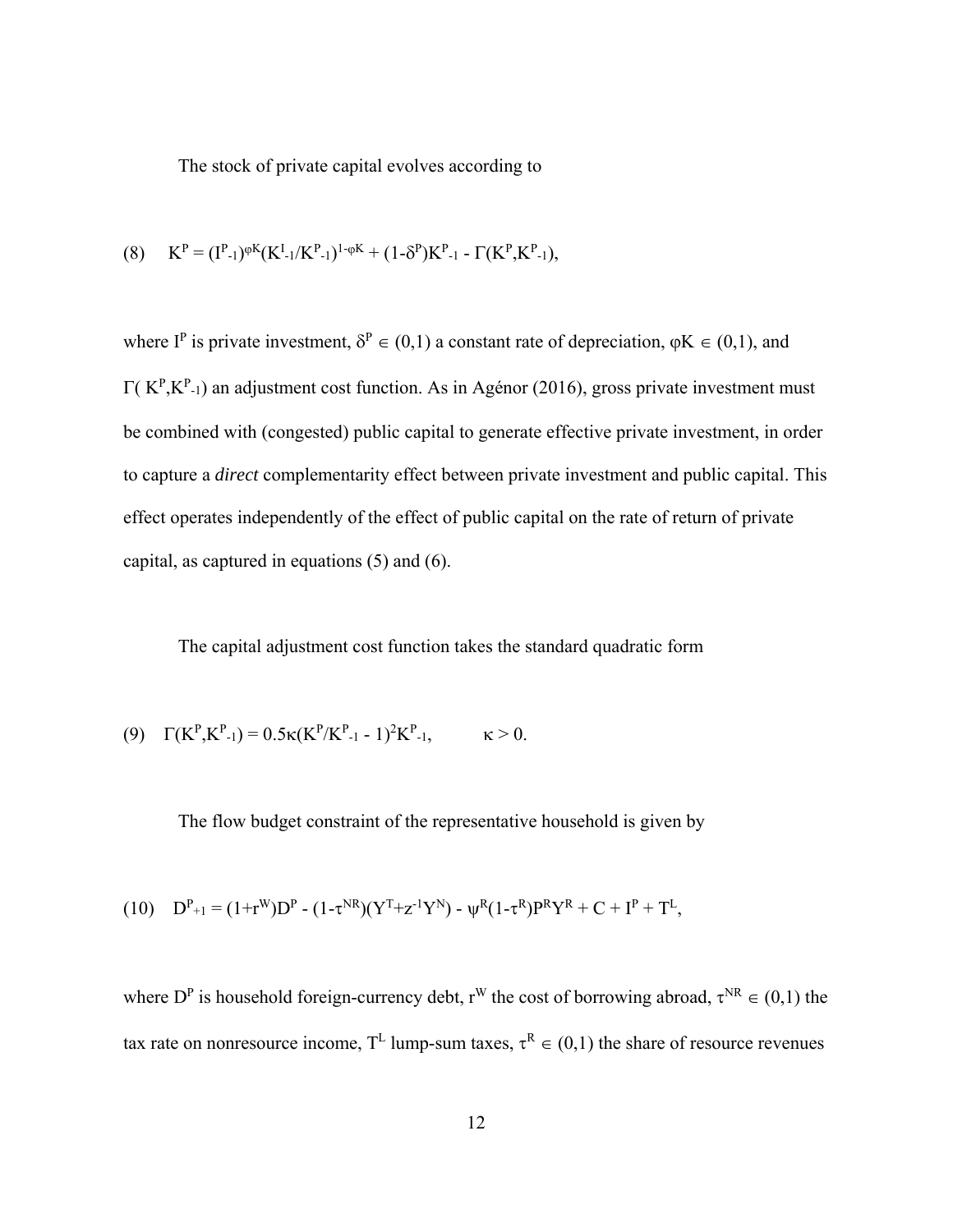The stock of private capital evolves according to

$$K^P = (I^P_{-1})^{\varphi K}(K^I_{-1}/K^P_{-1})^{1-\varphi K} + (1-\delta^P)K^P_{-1} - \Gamma(K^P,K^P_{-1}), \tag{8}$$

where $I^P$ is private investment, $\delta^P \in (0,1)$ a constant rate of depreciation, $\varphi K \in (0,1)$, and $\Gamma(K^P,K^P_{-1})$ an adjustment cost function. As in Agénor (2016), gross private investment must be combined with (congested) public capital to generate effective private investment, in order to capture a *direct* complementarity effect between private investment and public capital. This effect operates independently of the effect of public capital on the rate of return of private capital, as captured in equations (5) and (6).

The capital adjustment cost function takes the standard quadratic form

$$\Gamma(K^P,K^P_{-1}) = 0.5\kappa(K^P/K^P_{-1} - 1)^2K^P_{-1}, \qquad \kappa > 0. \tag{9}$$

The flow budget constraint of the representative household is given by

$$D^P_{+1} = (1+r^W)D^P - (1-\tau^{NR})(Y^T+z^{-1}Y^N) - \psi^R(1-\tau^R)P^RY^R + C + I^P + T^L, \tag{10}$$

where $D^P$ is household foreign-currency debt, $r^W$ the cost of borrowing abroad, $\tau^{NR} \in (0,1)$ the tax rate on nonresource income, $T^L$ lump-sum taxes, $\tau^R \in (0,1)$ the share of resource revenues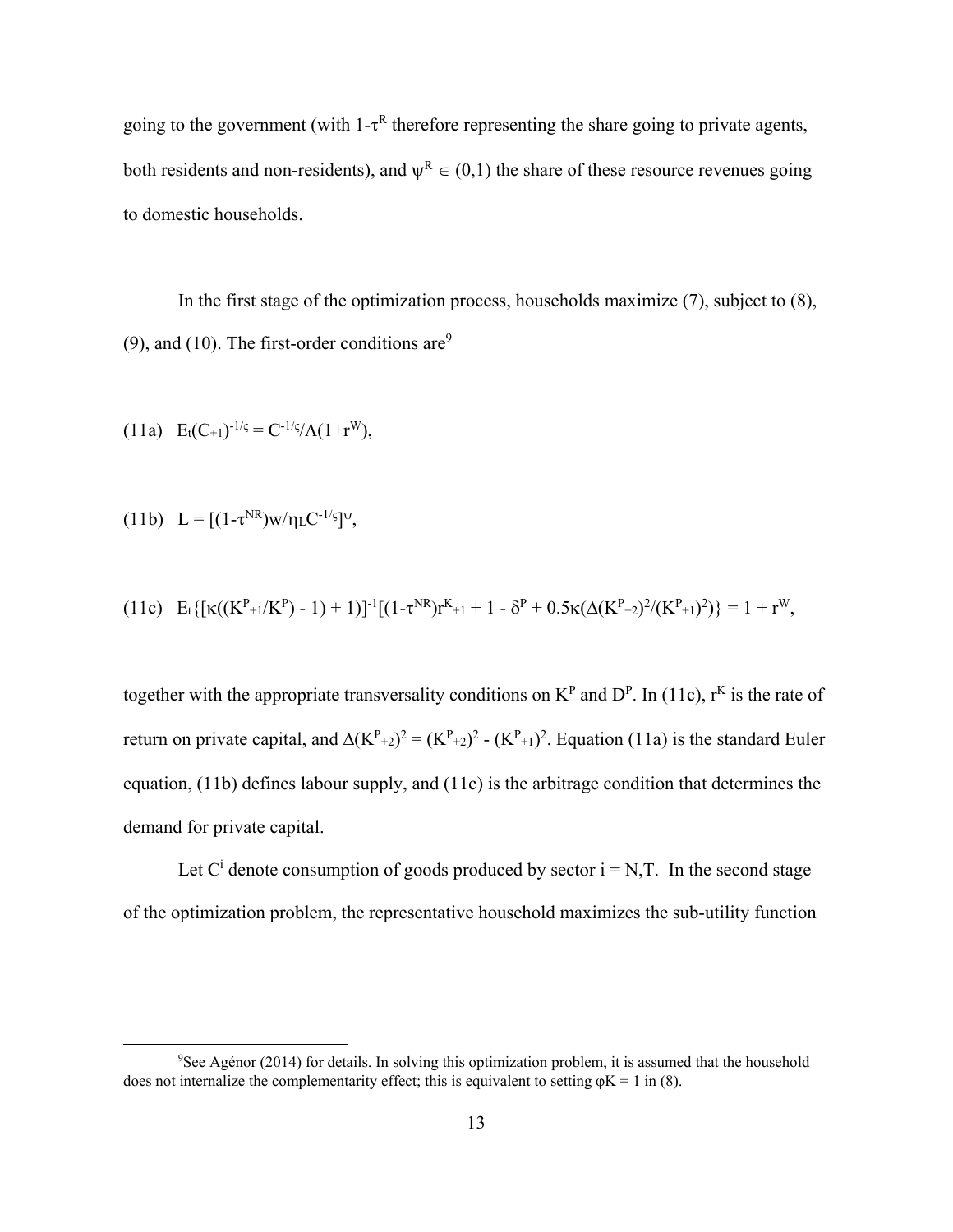going to the government (with $1-\tau^R$ therefore representing the share going to private agents, both residents and non-residents), and $\psi^R \in (0,1)$ the share of these resource revenues going to domestic households.

In the first stage of the optimization process, households maximize (7), subject to (8), (9), and (10). The first-order conditions are[9]

$$\text{(11a)}\quad E_t(C_{+1})^{-1/\varsigma} = C^{-1/\varsigma}/\Lambda(1+r^W),$$

$$\text{(11b)}\quad L = [(1-\tau^{NR})w/\eta_L C^{-1/\varsigma}]^{\psi},$$

$$\text{(11c)}\quad E_t\{[\kappa((K^P_{+1}/K^P) - 1) + 1)]^{-1}[(1-\tau^{NR})r^K_{+1} + 1 - \delta^P + 0.5\kappa(\Delta(K^P_{+2})^2/(K^P_{+1})^2)\} = 1 + r^W,$$

together with the appropriate transversality conditions on $K^P$ and $D^P$. In (11c), $r^K$ is the rate of return on private capital, and $\Delta(K^P_{+2})^2 = (K^P_{+2})^2 - (K^P_{+1})^2$. Equation (11a) is the standard Euler equation, (11b) defines labour supply, and (11c) is the arbitrage condition that determines the demand for private capital.

Let $C^i$ denote consumption of goods produced by sector i = N,T. In the second stage of the optimization problem, the representative household maximizes the sub-utility function

[9]See Agénor (2014) for details. In solving this optimization problem, it is assumed that the household does not internalize the complementarity effect; this is equivalent to setting $\varphi K = 1$ in (8).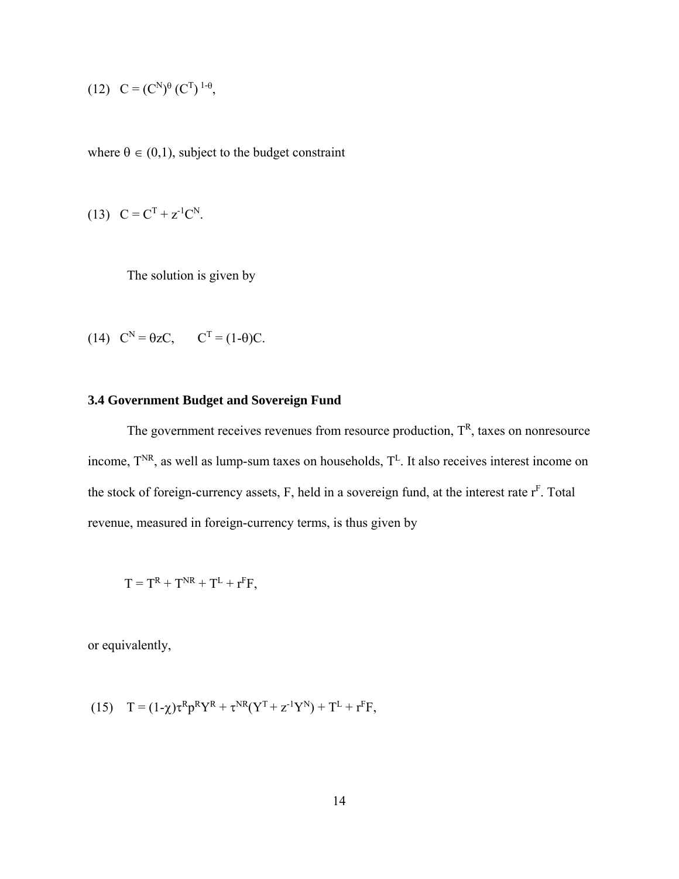$$(12) \quad C = (C^N)^{\theta} (C^T)^{1-\theta},$$

where $\theta \in (0,1)$, subject to the budget constraint

$$(13) \quad C = C^T + z^{-1}C^N.$$

The solution is given by

$$(14) \quad C^N = \theta z C, \qquad C^T = (1-\theta)C.$$

### 3.4 Government Budget and Sovereign Fund

The government receives revenues from resource production, $T^R$, taxes on nonresource income, $T^{NR}$, as well as lump-sum taxes on households, $T^L$. It also receives interest income on the stock of foreign-currency assets, F, held in a sovereign fund, at the interest rate $r^F$. Total revenue, measured in foreign-currency terms, is thus given by

$$T = T^R + T^{NR} + T^L + r^F F,$$

or equivalently,

$$(15) \quad T = (1-\chi)\tau^R p^R Y^R + \tau^{NR}(Y^T + z^{-1}Y^N) + T^L + r^F F,$$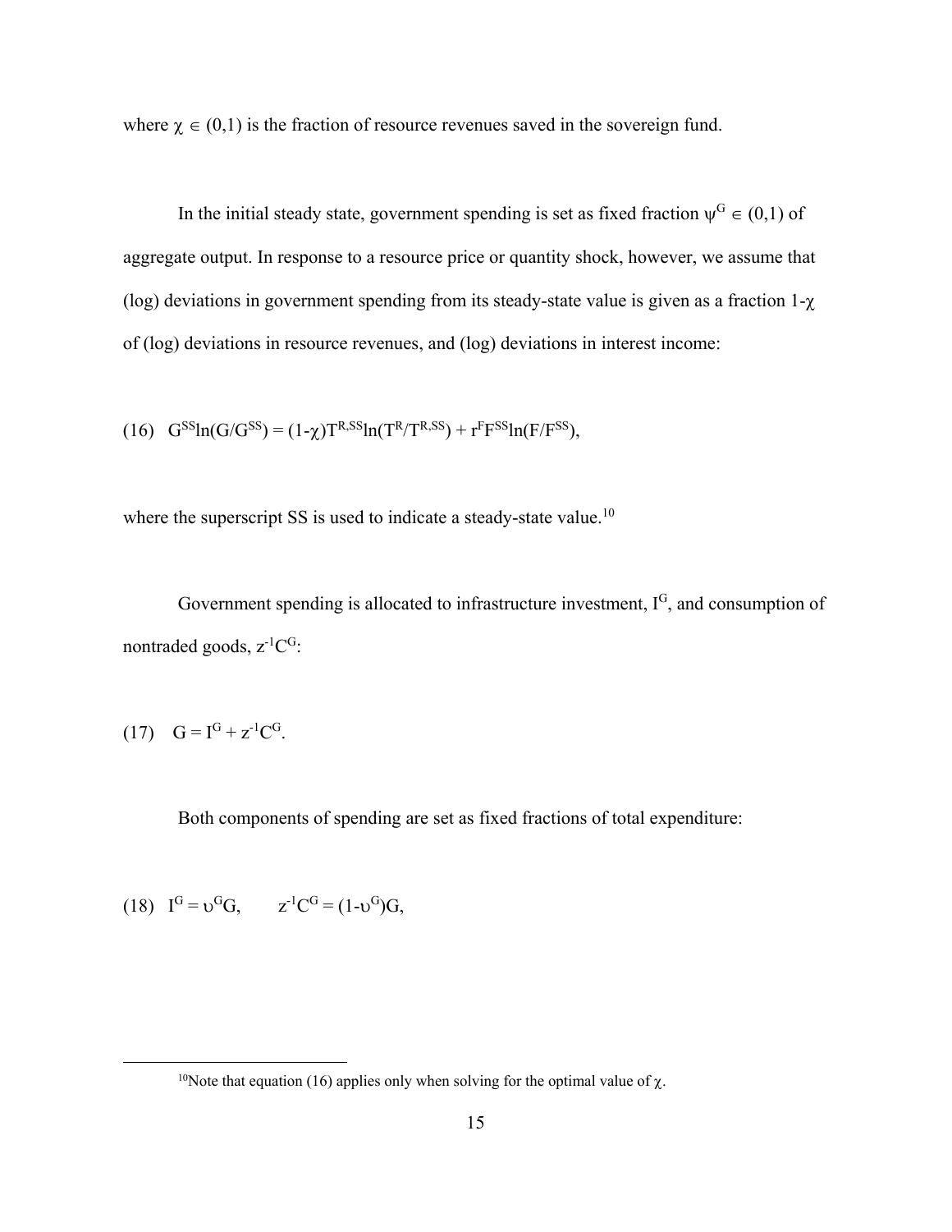where $\chi \in (0,1)$ is the fraction of resource revenues saved in the sovereign fund.

In the initial steady state, government spending is set as fixed fraction $\psi^G \in (0,1)$ of aggregate output. In response to a resource price or quantity shock, however, we assume that (log) deviations in government spending from its steady-state value is given as a fraction $1-\chi$ of (log) deviations in resource revenues, and (log) deviations in interest income:

$$(16) \quad G^{SS}\ln(G/G^{SS}) = (1-\chi)T^{R,SS}\ln(T^R/T^{R,SS}) + r^F F^{SS}\ln(F/F^{SS}),$$

where the superscript SS is used to indicate a steady-state value.[10]

Government spending is allocated to infrastructure investment, $I^G$, and consumption of nontraded goods, $z^{-1}C^G$:

$$(17) \quad G = I^G + z^{-1}C^G.$$

Both components of spending are set as fixed fractions of total expenditure:

$$(18) \quad I^G = \upsilon^G G, \qquad z^{-1}C^G = (1-\upsilon^G)G,$$

[10]Note that equation (16) applies only when solving for the optimal value of $\chi$.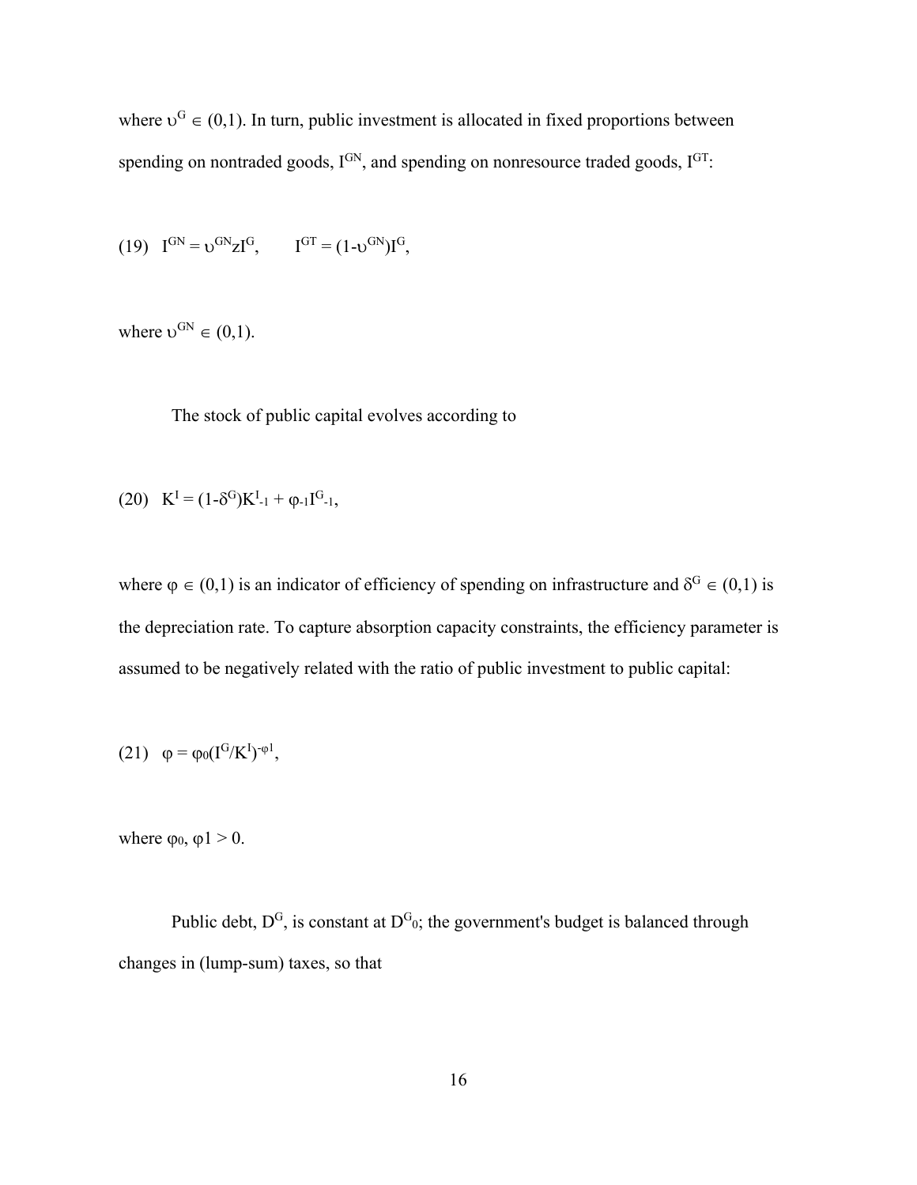where $\upsilon^G \in (0,1)$. In turn, public investment is allocated in fixed proportions between spending on nontraded goods, $I^{GN}$, and spending on nonresource traded goods, $I^{GT}$:

$$(19) \quad I^{GN} = \upsilon^{GN} z I^G, \qquad I^{GT} = (1-\upsilon^{GN})I^G,$$

where $\upsilon^{GN} \in (0,1)$.

The stock of public capital evolves according to

$$(20) \quad K^I = (1-\delta^G)K^I_{-1} + \varphi_{-1}I^G_{-1},$$

where $\varphi \in (0,1)$ is an indicator of efficiency of spending on infrastructure and $\delta^G \in (0,1)$ is the depreciation rate. To capture absorption capacity constraints, the efficiency parameter is assumed to be negatively related with the ratio of public investment to public capital:

$$(21) \quad \varphi = \varphi_0(I^G/K^I)^{-\varphi 1},$$

where $\varphi_0$, $\varphi 1 > 0$.

Public debt, $D^G$, is constant at $D^G_0$; the government's budget is balanced through changes in (lump-sum) taxes, so that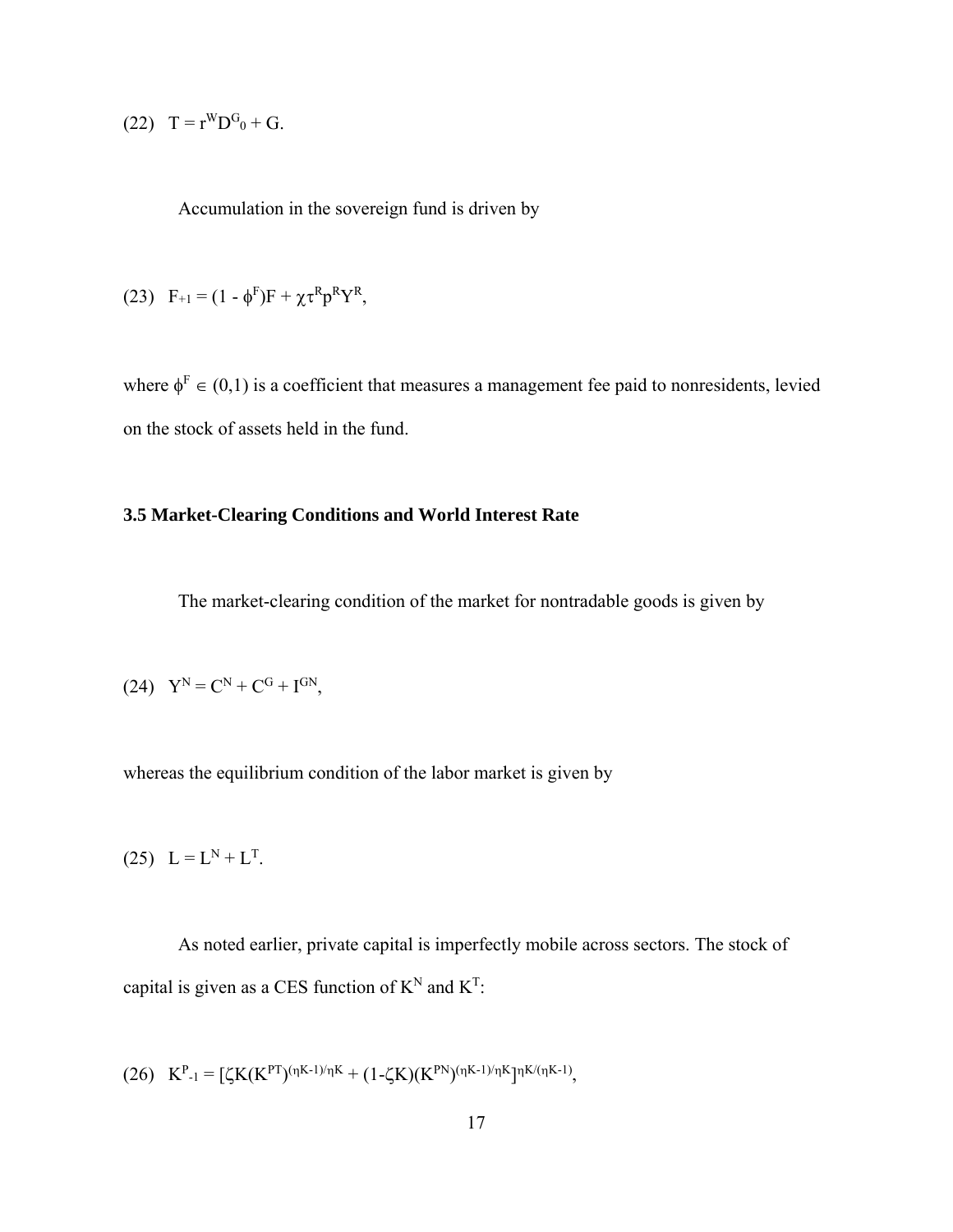$$(22)\quad T = r^W D^G_0 + G.$$

Accumulation in the sovereign fund is driven by

$$(23)\quad F_{+1} = (1 - \phi^F)F + \chi\tau^R p^R Y^R,$$

where $\phi^F \in (0,1)$ is a coefficient that measures a management fee paid to nonresidents, levied on the stock of assets held in the fund.

### 3.5 Market-Clearing Conditions and World Interest Rate

The market-clearing condition of the market for nontradable goods is given by

$$(24)\quad Y^N = C^N + C^G + I^{GN},$$

whereas the equilibrium condition of the labor market is given by

$$(25)\quad L = L^N + L^T.$$

As noted earlier, private capital is imperfectly mobile across sectors. The stock of capital is given as a CES function of $K^N$ and $K^T$:

$$(26)\quad K^P_{-1} = [\zeta K(K^{PT})^{(\eta K-1)/\eta K} + (1-\zeta K)(K^{PN})^{(\eta K-1)/\eta K}]^{\eta K/(\eta K-1)},$$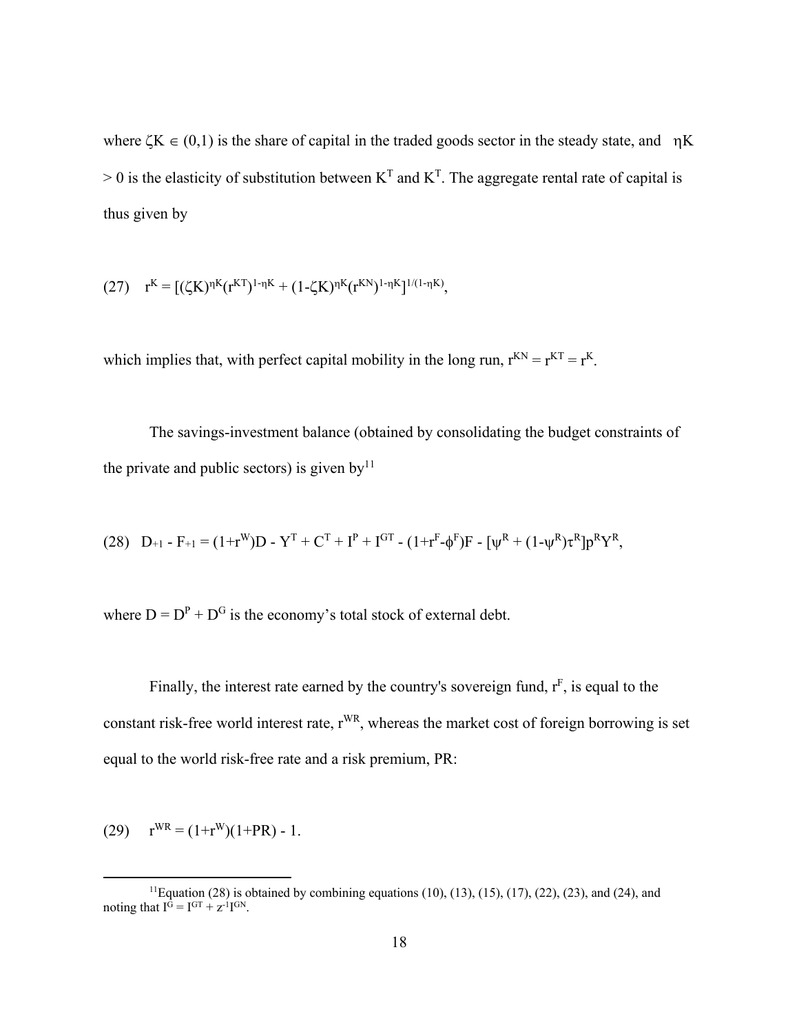where $\zeta K \in (0,1)$ is the share of capital in the traded goods sector in the steady state, and $\eta K > 0$ is the elasticity of substitution between $K^T$ and $K^T$. The aggregate rental rate of capital is thus given by

$$(27) \quad r^K = [(\zeta K)^{\eta K}(r^{KT})^{1-\eta K} + (1-\zeta K)^{\eta K}(r^{KN})^{1-\eta K}]^{1/(1-\eta K)},$$

which implies that, with perfect capital mobility in the long run, $r^{KN} = r^{KT} = r^K$.

The savings-investment balance (obtained by consolidating the budget constraints of the private and public sectors) is given by[11]

$$(28) \quad D_{+1} - F_{+1} = (1+r^W)D - Y^T + C^T + I^P + I^{GT} - (1+r^F-\phi^F)F - [\psi^R + (1-\psi^R)\tau^R]p^R Y^R,$$

where $D = D^P + D^G$ is the economy's total stock of external debt.

Finally, the interest rate earned by the country's sovereign fund, $r^F$, is equal to the constant risk-free world interest rate, $r^{WR}$, whereas the market cost of foreign borrowing is set equal to the world risk-free rate and a risk premium, PR:

$$(29) \quad r^{WR} = (1+r^W)(1+PR) - 1.$$

[11]Equation (28) is obtained by combining equations (10), (13), (15), (17), (22), (23), and (24), and noting that $I^G = I^{GT} + z^{-1}I^{GN}$.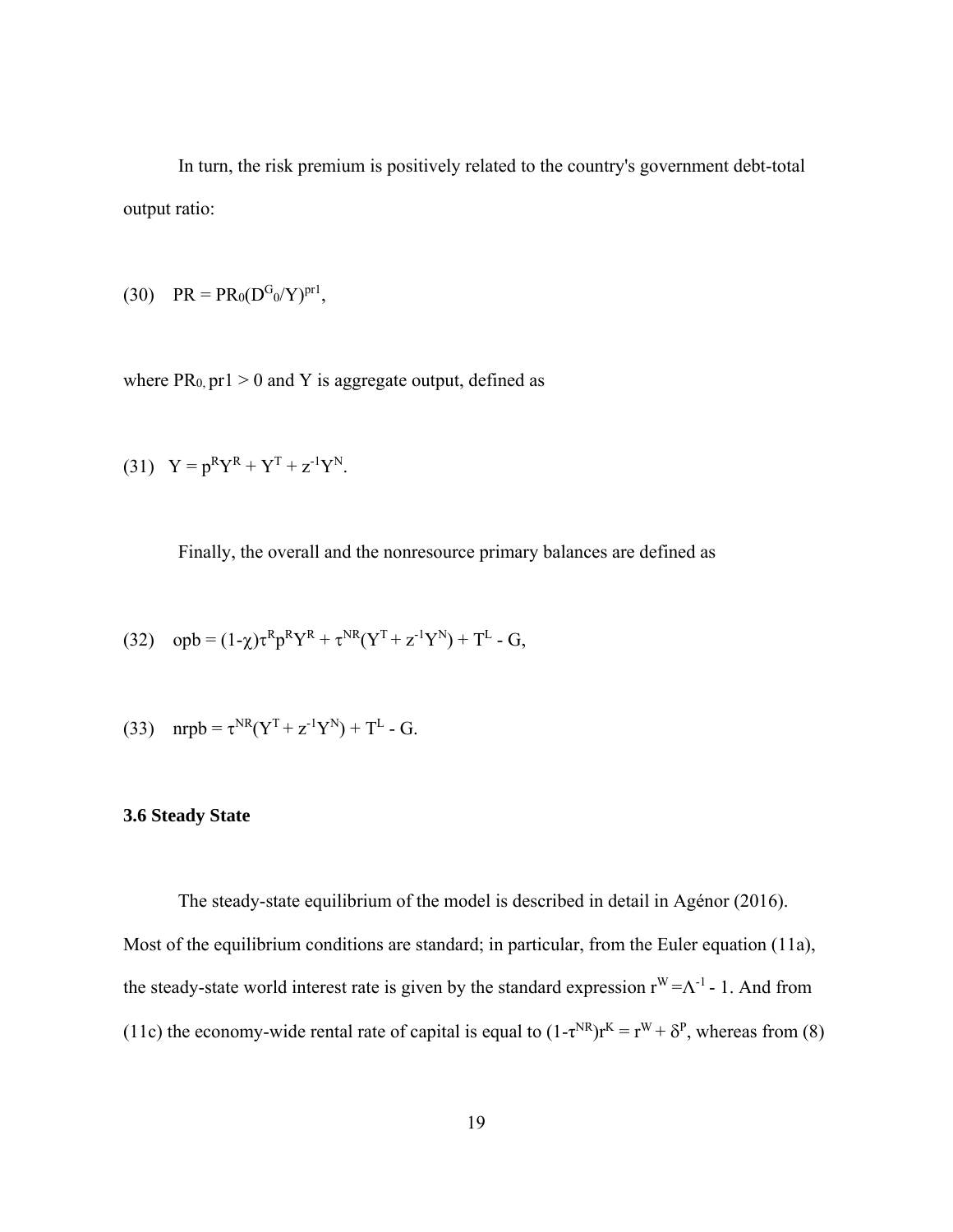In turn, the risk premium is positively related to the country's government debt-total output ratio:

$$(30)\quad PR = PR_0(D^G_0/Y)^{pr1},$$

where $PR_0$, $pr1 > 0$ and Y is aggregate output, defined as

$$(31)\quad Y = p^R Y^R + Y^T + z^{-1}Y^N.$$

Finally, the overall and the nonresource primary balances are defined as

$$(32)\quad opb = (1-\chi)\tau^R p^R Y^R + \tau^{NR}(Y^T + z^{-1}Y^N) + T^L - G,$$

$$(33)\quad nrpb = \tau^{NR}(Y^T + z^{-1}Y^N) + T^L - G.$$

### 3.6 Steady State

The steady-state equilibrium of the model is described in detail in Agénor (2016). Most of the equilibrium conditions are standard; in particular, from the Euler equation (11a), the steady-state world interest rate is given by the standard expression $r^W = \Lambda^{-1} - 1$. And from (11c) the economy-wide rental rate of capital is equal to $(1-\tau^{NR})r^K = r^W + \delta^P$, whereas from (8)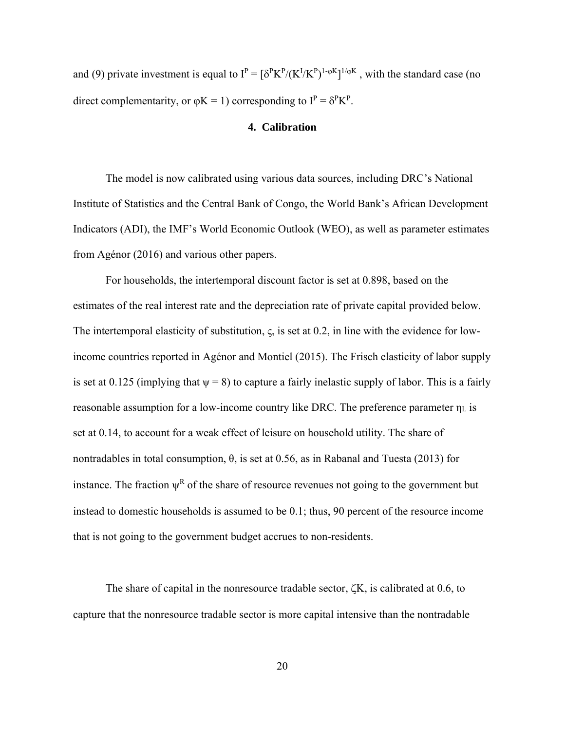and (9) private investment is equal to $I^P = [\delta^P K^P/(K^I/K^P)^{1-\varphi K}]^{1/\varphi K}$ , with the standard case (no direct complementarity, or $\varphi K = 1$) corresponding to $I^P = \delta^P K^P$.

## 4. Calibration

The model is now calibrated using various data sources, including DRC's National Institute of Statistics and the Central Bank of Congo, the World Bank's African Development Indicators (ADI), the IMF's World Economic Outlook (WEO), as well as parameter estimates from Agénor (2016) and various other papers.

For households, the intertemporal discount factor is set at 0.898, based on the estimates of the real interest rate and the depreciation rate of private capital provided below. The intertemporal elasticity of substitution, $\varsigma$, is set at 0.2, in line with the evidence for low-income countries reported in Agénor and Montiel (2015). The Frisch elasticity of labor supply is set at 0.125 (implying that $\psi = 8$) to capture a fairly inelastic supply of labor. This is a fairly reasonable assumption for a low-income country like DRC. The preference parameter $\eta_L$ is set at 0.14, to account for a weak effect of leisure on household utility. The share of nontradables in total consumption, $\theta$, is set at 0.56, as in Rabanal and Tuesta (2013) for instance. The fraction $\psi^R$ of the share of resource revenues not going to the government but instead to domestic households is assumed to be 0.1; thus, 90 percent of the resource income that is not going to the government budget accrues to non-residents.

The share of capital in the nonresource tradable sector, $\zeta K$, is calibrated at 0.6, to capture that the nonresource tradable sector is more capital intensive than the nontradable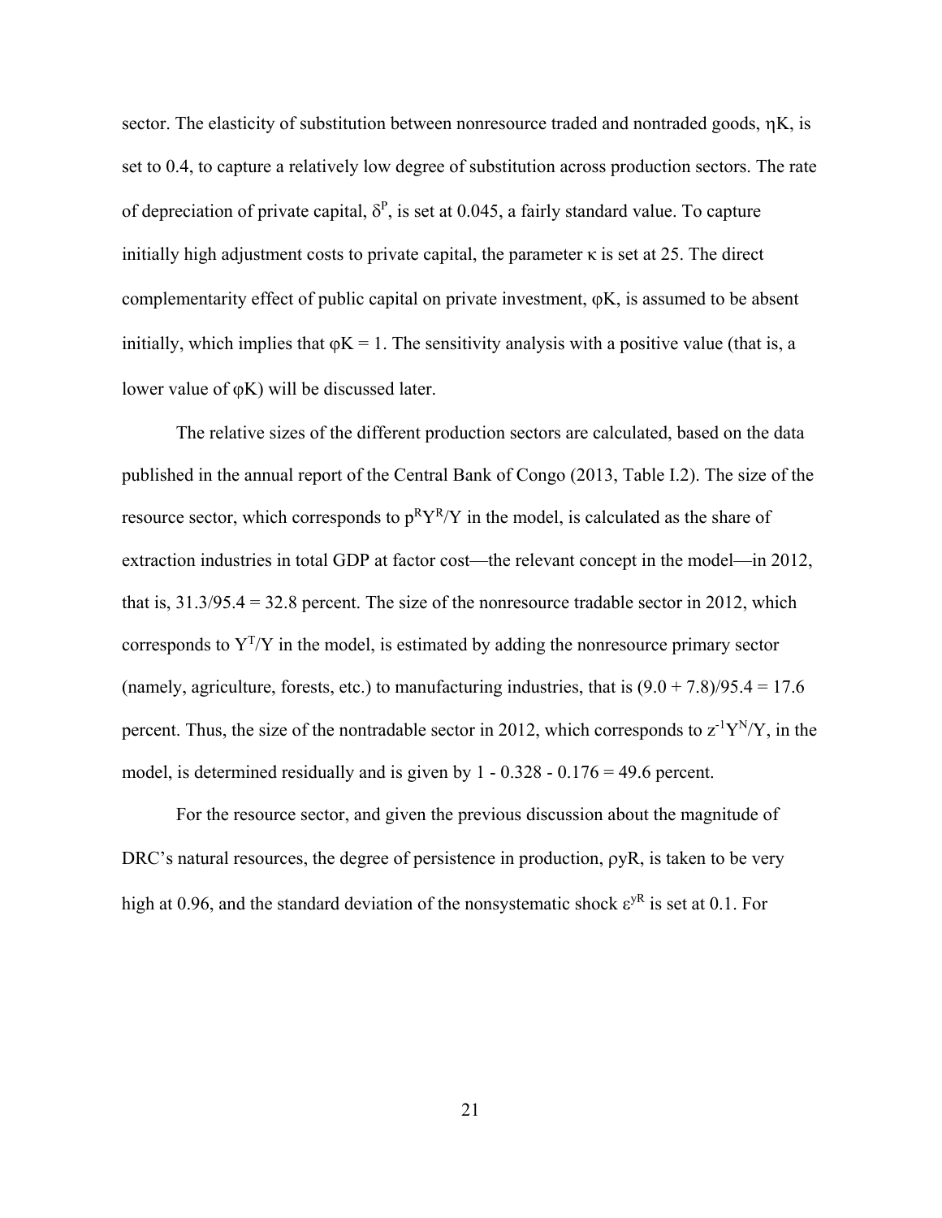sector. The elasticity of substitution between nonresource traded and nontraded goods, $\eta K$, is set to 0.4, to capture a relatively low degree of substitution across production sectors. The rate of depreciation of private capital, $\delta^P$, is set at 0.045, a fairly standard value. To capture initially high adjustment costs to private capital, the parameter $\kappa$ is set at 25. The direct complementarity effect of public capital on private investment, $\varphi K$, is assumed to be absent initially, which implies that $\varphi K = 1$. The sensitivity analysis with a positive value (that is, a lower value of $\varphi K$) will be discussed later.

The relative sizes of the different production sectors are calculated, based on the data published in the annual report of the Central Bank of Congo (2013, Table I.2). The size of the resource sector, which corresponds to $p^R Y^R/Y$ in the model, is calculated as the share of extraction industries in total GDP at factor cost—the relevant concept in the model—in 2012, that is, 31.3/95.4 = 32.8 percent. The size of the nonresource tradable sector in 2012, which corresponds to $Y^T/Y$ in the model, is estimated by adding the nonresource primary sector (namely, agriculture, forests, etc.) to manufacturing industries, that is (9.0 + 7.8)/95.4 = 17.6 percent. Thus, the size of the nontradable sector in 2012, which corresponds to $z^{-1}Y^N/Y$, in the model, is determined residually and is given by 1 - 0.328 - 0.176 = 49.6 percent.

For the resource sector, and given the previous discussion about the magnitude of DRC's natural resources, the degree of persistence in production, $\rho yR$, is taken to be very high at 0.96, and the standard deviation of the nonsystematic shock $\varepsilon^{yR}$ is set at 0.1. For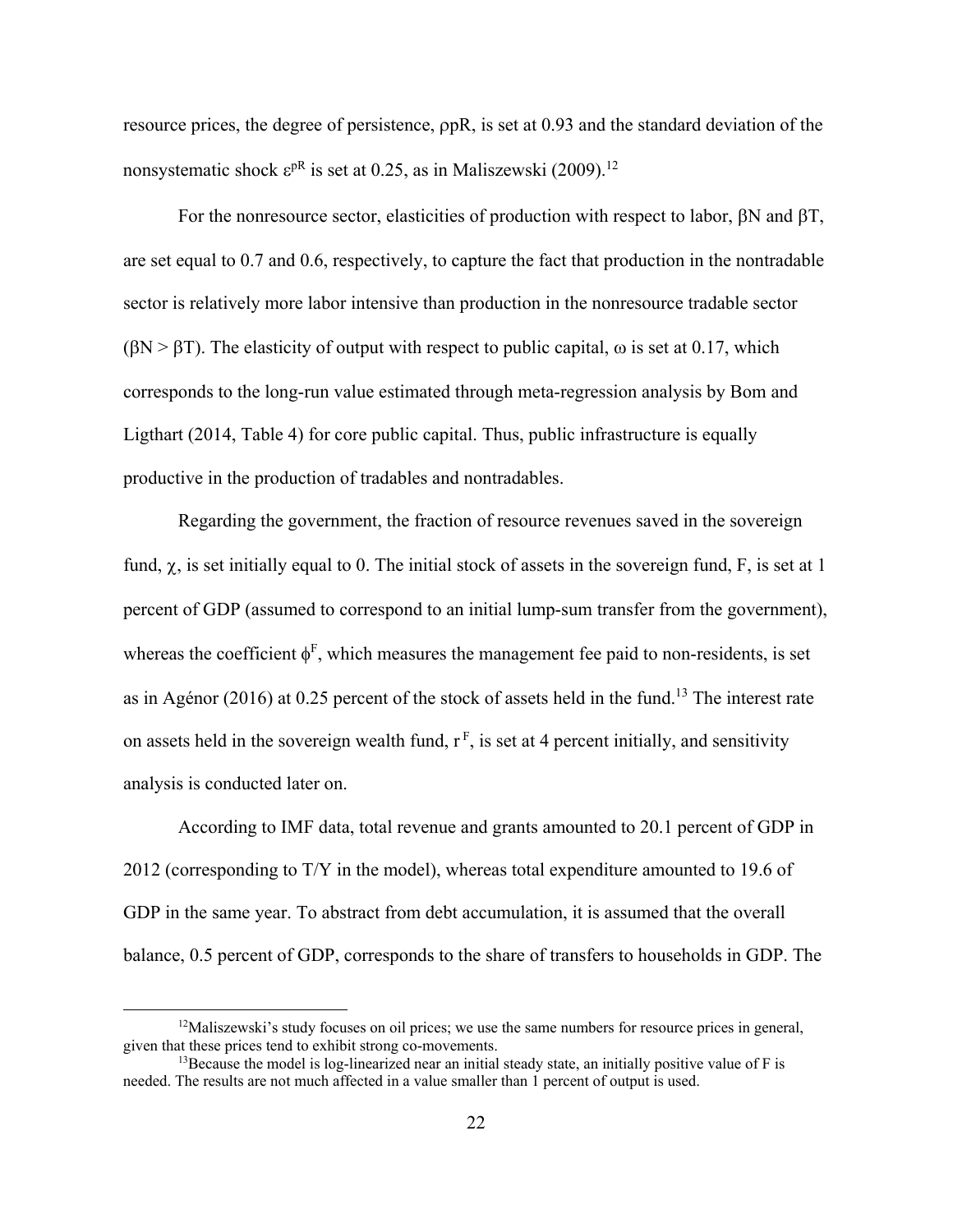resource prices, the degree of persistence, $\rho pR$, is set at 0.93 and the standard deviation of the nonsystematic shock $\varepsilon^{pR}$ is set at 0.25, as in Maliszewski (2009).[12]

For the nonresource sector, elasticities of production with respect to labor, $\beta N$ and $\beta T$, are set equal to 0.7 and 0.6, respectively, to capture the fact that production in the nontradable sector is relatively more labor intensive than production in the nonresource tradable sector ($\beta N > \beta T$). The elasticity of output with respect to public capital, $\omega$ is set at 0.17, which corresponds to the long-run value estimated through meta-regression analysis by Bom and Ligthart (2014, Table 4) for core public capital. Thus, public infrastructure is equally productive in the production of tradables and nontradables.

Regarding the government, the fraction of resource revenues saved in the sovereign fund, $\chi$, is set initially equal to 0. The initial stock of assets in the sovereign fund, F, is set at 1 percent of GDP (assumed to correspond to an initial lump-sum transfer from the government), whereas the coefficient $\phi^F$, which measures the management fee paid to non-residents, is set as in Agénor (2016) at 0.25 percent of the stock of assets held in the fund.[13] The interest rate on assets held in the sovereign wealth fund, $r^F$, is set at 4 percent initially, and sensitivity analysis is conducted later on.

According to IMF data, total revenue and grants amounted to 20.1 percent of GDP in 2012 (corresponding to T/Y in the model), whereas total expenditure amounted to 19.6 of GDP in the same year. To abstract from debt accumulation, it is assumed that the overall balance, 0.5 percent of GDP, corresponds to the share of transfers to households in GDP. The

[12] Maliszewski's study focuses on oil prices; we use the same numbers for resource prices in general, given that these prices tend to exhibit strong co-movements.

[13] Because the model is log-linearized near an initial steady state, an initially positive value of F is needed. The results are not much affected in a value smaller than 1 percent of output is used.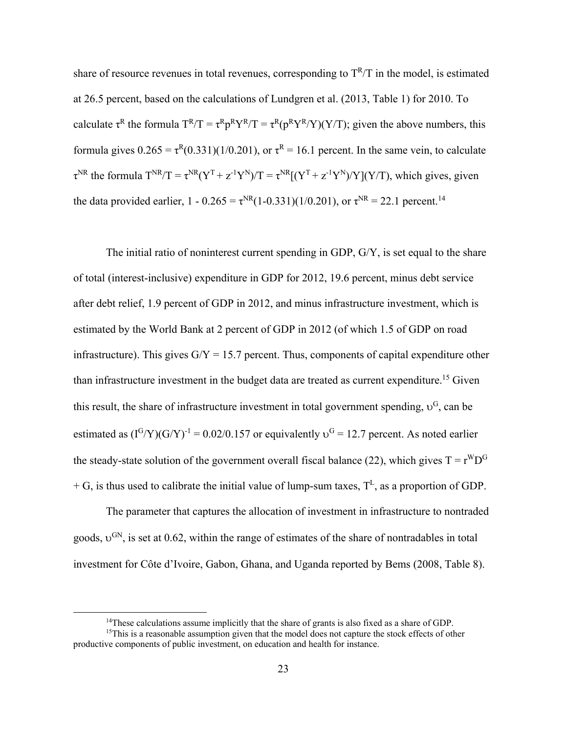share of resource revenues in total revenues, corresponding to $T^R/T$ in the model, is estimated at 26.5 percent, based on the calculations of Lundgren et al. (2013, Table 1) for 2010. To calculate $\tau^R$ the formula $T^R/T = \tau^R p^R Y^R/T = \tau^R(p^R Y^R/Y)(Y/T)$; given the above numbers, this formula gives $0.265 = \tau^R(0.331)(1/0.201)$, or $\tau^R = 16.1$ percent. In the same vein, to calculate $\tau^{NR}$ the formula $T^{NR}/T = \tau^{NR}(Y^T + z^{-1}Y^N)/T = \tau^{NR}[(Y^T + z^{-1}Y^N)/Y](Y/T)$, which gives, given the data provided earlier, $1 - 0.265 = \tau^{NR}(1\text{-}0.331)(1/0.201)$, or $\tau^{NR} = 22.1$ percent.[14]

The initial ratio of noninterest current spending in GDP, $G/Y$, is set equal to the share of total (interest-inclusive) expenditure in GDP for 2012, 19.6 percent, minus debt service after debt relief, 1.9 percent of GDP in 2012, and minus infrastructure investment, which is estimated by the World Bank at 2 percent of GDP in 2012 (of which 1.5 of GDP on road infrastructure). This gives $G/Y = 15.7$ percent. Thus, components of capital expenditure other than infrastructure investment in the budget data are treated as current expenditure.[15] Given this result, the share of infrastructure investment in total government spending, $\upsilon^G$, can be estimated as $(I^G/Y)(G/Y)^{-1} = 0.02/0.157$ or equivalently $\upsilon^G = 12.7$ percent. As noted earlier the steady-state solution of the government overall fiscal balance (22), which gives $T = r^W D^G + G$, is thus used to calibrate the initial value of lump-sum taxes, $T^L$, as a proportion of GDP.

The parameter that captures the allocation of investment in infrastructure to nontraded goods, $\upsilon^{GN}$, is set at 0.62, within the range of estimates of the share of nontradables in total investment for Côte d'Ivoire, Gabon, Ghana, and Uganda reported by Bems (2008, Table 8).

---

[14] These calculations assume implicitly that the share of grants is also fixed as a share of GDP.

[15] This is a reasonable assumption given that the model does not capture the stock effects of other productive components of public investment, on education and health for instance.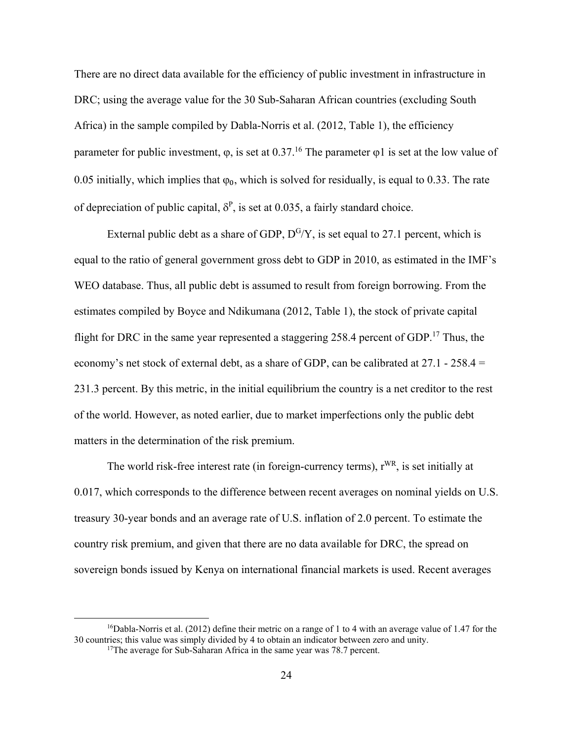There are no direct data available for the efficiency of public investment in infrastructure in DRC; using the average value for the 30 Sub-Saharan African countries (excluding South Africa) in the sample compiled by Dabla-Norris et al. (2012, Table 1), the efficiency parameter for public investment, $\varphi$, is set at 0.37.[16] The parameter $\varphi 1$ is set at the low value of 0.05 initially, which implies that $\varphi_0$, which is solved for residually, is equal to 0.33. The rate of depreciation of public capital, $\delta^P$, is set at 0.035, a fairly standard choice.

External public debt as a share of GDP, $D^G/Y$, is set equal to 27.1 percent, which is equal to the ratio of general government gross debt to GDP in 2010, as estimated in the IMF's WEO database. Thus, all public debt is assumed to result from foreign borrowing. From the estimates compiled by Boyce and Ndikumana (2012, Table 1), the stock of private capital flight for DRC in the same year represented a staggering 258.4 percent of GDP.[17] Thus, the economy's net stock of external debt, as a share of GDP, can be calibrated at 27.1 - 258.4 = 231.3 percent. By this metric, in the initial equilibrium the country is a net creditor to the rest of the world. However, as noted earlier, due to market imperfections only the public debt matters in the determination of the risk premium.

The world risk-free interest rate (in foreign-currency terms), $r^{WR}$, is set initially at 0.017, which corresponds to the difference between recent averages on nominal yields on U.S. treasury 30-year bonds and an average rate of U.S. inflation of 2.0 percent. To estimate the country risk premium, and given that there are no data available for DRC, the spread on sovereign bonds issued by Kenya on international financial markets is used. Recent averages

---

[16] Dabla-Norris et al. (2012) define their metric on a range of 1 to 4 with an average value of 1.47 for the 30 countries; this value was simply divided by 4 to obtain an indicator between zero and unity.

[17] The average for Sub-Saharan Africa in the same year was 78.7 percent.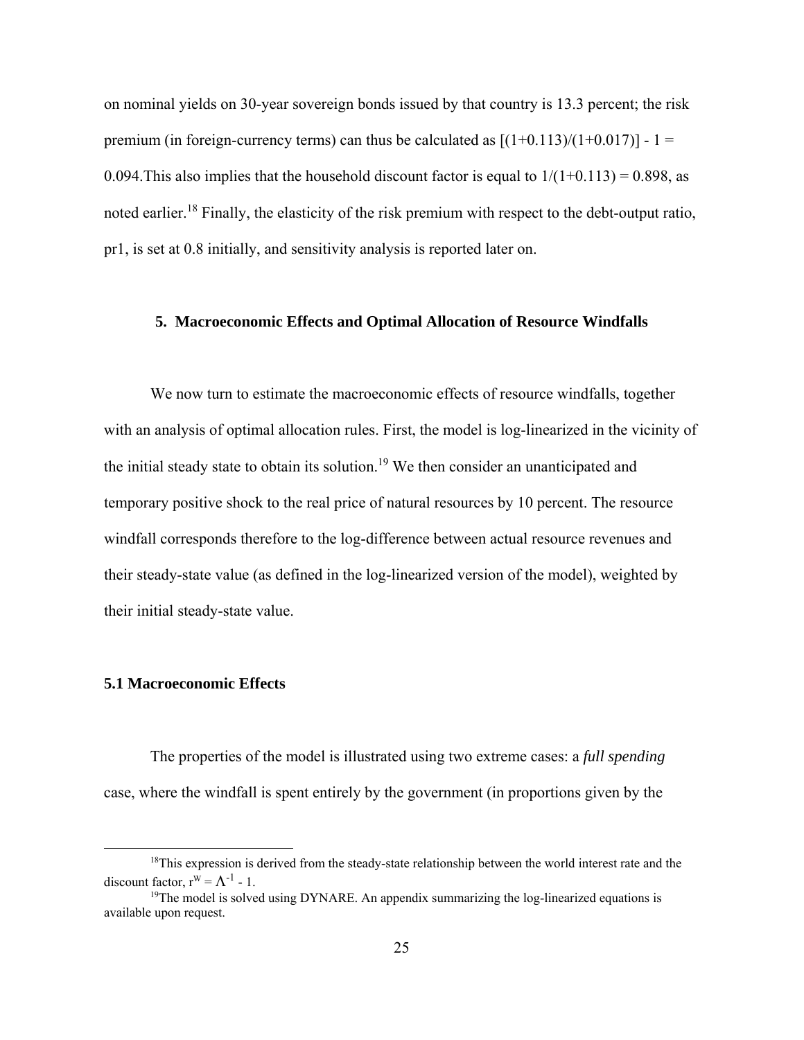on nominal yields on 30-year sovereign bonds issued by that country is 13.3 percent; the risk premium (in foreign-currency terms) can thus be calculated as $[(1+0.113)/(1+0.017)] - 1 = 0.094$.This also implies that the household discount factor is equal to $1/(1+0.113) = 0.898$, as noted earlier.[18] Finally, the elasticity of the risk premium with respect to the debt-output ratio, pr1, is set at 0.8 initially, and sensitivity analysis is reported later on.

## 5. Macroeconomic Effects and Optimal Allocation of Resource Windfalls

We now turn to estimate the macroeconomic effects of resource windfalls, together with an analysis of optimal allocation rules. First, the model is log-linearized in the vicinity of the initial steady state to obtain its solution.[19] We then consider an unanticipated and temporary positive shock to the real price of natural resources by 10 percent. The resource windfall corresponds therefore to the log-difference between actual resource revenues and their steady-state value (as defined in the log-linearized version of the model), weighted by their initial steady-state value.

### 5.1 Macroeconomic Effects

The properties of the model is illustrated using two extreme cases: a *full spending* case, where the windfall is spent entirely by the government (in proportions given by the

---

[18]This expression is derived from the steady-state relationship between the world interest rate and the discount factor, $r^W = \Lambda^{-1} - 1$.

[19]The model is solved using DYNARE. An appendix summarizing the log-linearized equations is available upon request.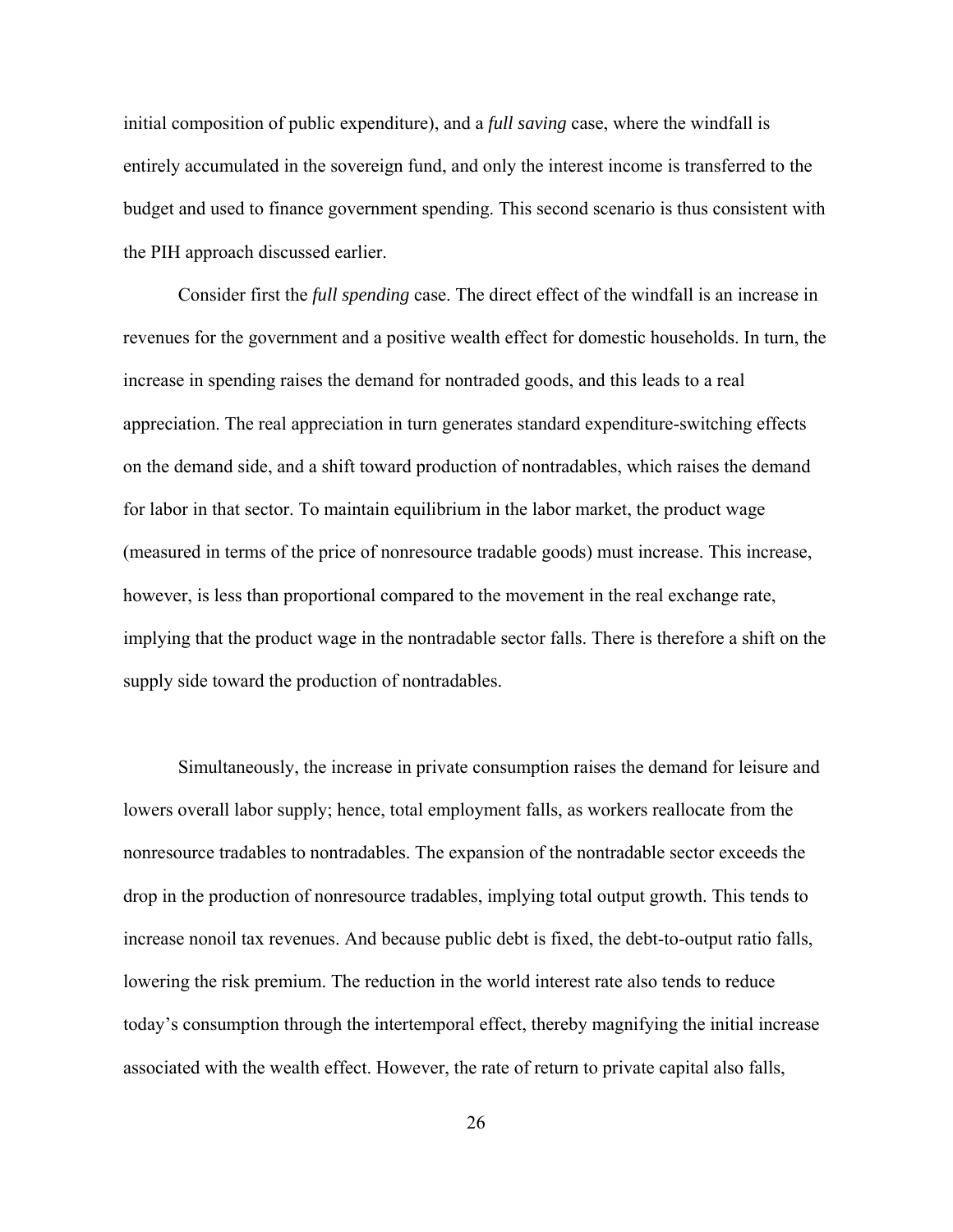initial composition of public expenditure), and a *full saving* case, where the windfall is entirely accumulated in the sovereign fund, and only the interest income is transferred to the budget and used to finance government spending. This second scenario is thus consistent with the PIH approach discussed earlier.

Consider first the *full spending* case. The direct effect of the windfall is an increase in revenues for the government and a positive wealth effect for domestic households. In turn, the increase in spending raises the demand for nontraded goods, and this leads to a real appreciation. The real appreciation in turn generates standard expenditure-switching effects on the demand side, and a shift toward production of nontradables, which raises the demand for labor in that sector. To maintain equilibrium in the labor market, the product wage (measured in terms of the price of nonresource tradable goods) must increase. This increase, however, is less than proportional compared to the movement in the real exchange rate, implying that the product wage in the nontradable sector falls. There is therefore a shift on the supply side toward the production of nontradables.

Simultaneously, the increase in private consumption raises the demand for leisure and lowers overall labor supply; hence, total employment falls, as workers reallocate from the nonresource tradables to nontradables. The expansion of the nontradable sector exceeds the drop in the production of nonresource tradables, implying total output growth. This tends to increase nonoil tax revenues. And because public debt is fixed, the debt-to-output ratio falls, lowering the risk premium. The reduction in the world interest rate also tends to reduce today's consumption through the intertemporal effect, thereby magnifying the initial increase associated with the wealth effect. However, the rate of return to private capital also falls,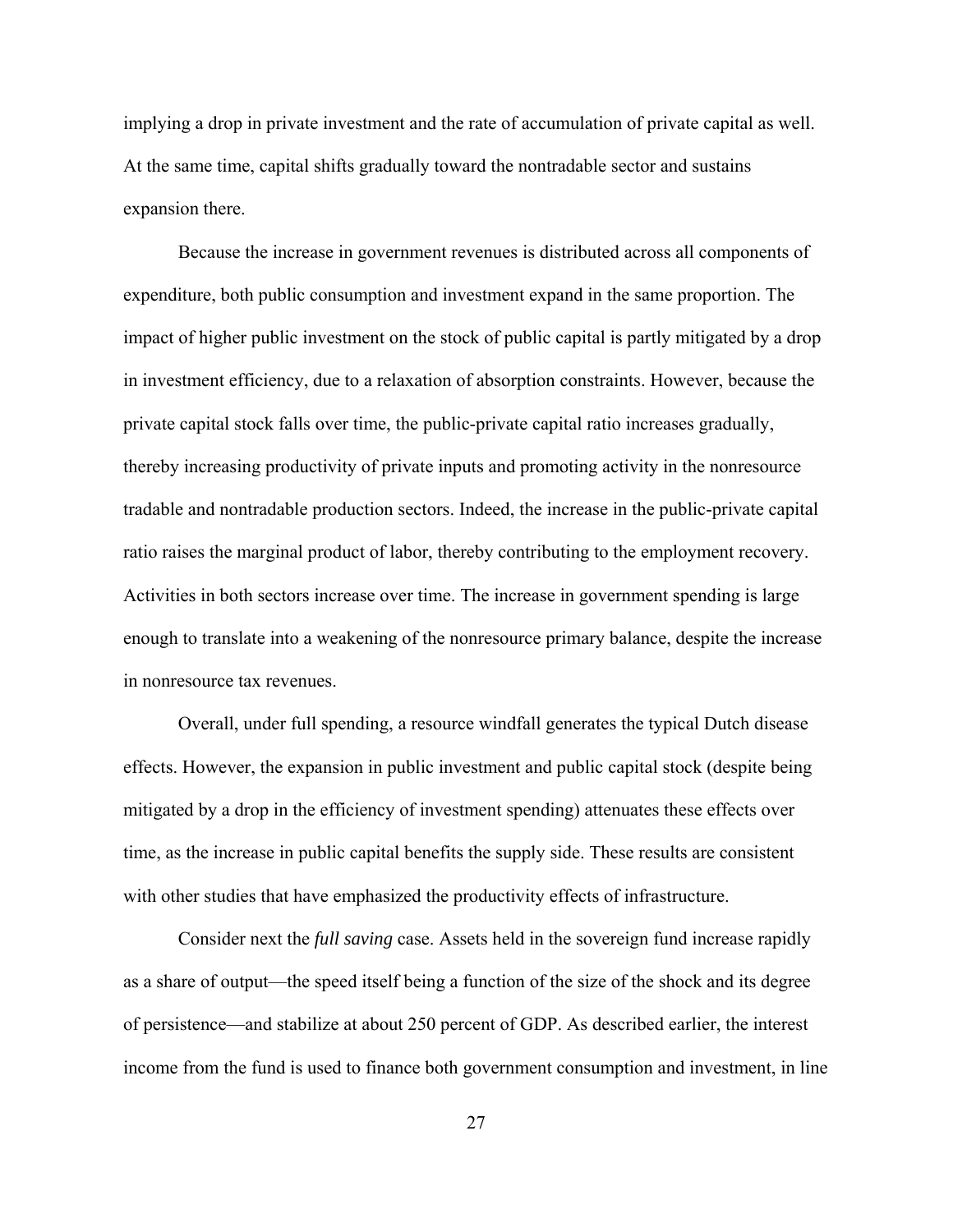implying a drop in private investment and the rate of accumulation of private capital as well. At the same time, capital shifts gradually toward the nontradable sector and sustains expansion there.

Because the increase in government revenues is distributed across all components of expenditure, both public consumption and investment expand in the same proportion. The impact of higher public investment on the stock of public capital is partly mitigated by a drop in investment efficiency, due to a relaxation of absorption constraints. However, because the private capital stock falls over time, the public-private capital ratio increases gradually, thereby increasing productivity of private inputs and promoting activity in the nonresource tradable and nontradable production sectors. Indeed, the increase in the public-private capital ratio raises the marginal product of labor, thereby contributing to the employment recovery. Activities in both sectors increase over time. The increase in government spending is large enough to translate into a weakening of the nonresource primary balance, despite the increase in nonresource tax revenues.

Overall, under full spending, a resource windfall generates the typical Dutch disease effects. However, the expansion in public investment and public capital stock (despite being mitigated by a drop in the efficiency of investment spending) attenuates these effects over time, as the increase in public capital benefits the supply side. These results are consistent with other studies that have emphasized the productivity effects of infrastructure.

Consider next the *full saving* case. Assets held in the sovereign fund increase rapidly as a share of output—the speed itself being a function of the size of the shock and its degree of persistence—and stabilize at about 250 percent of GDP. As described earlier, the interest income from the fund is used to finance both government consumption and investment, in line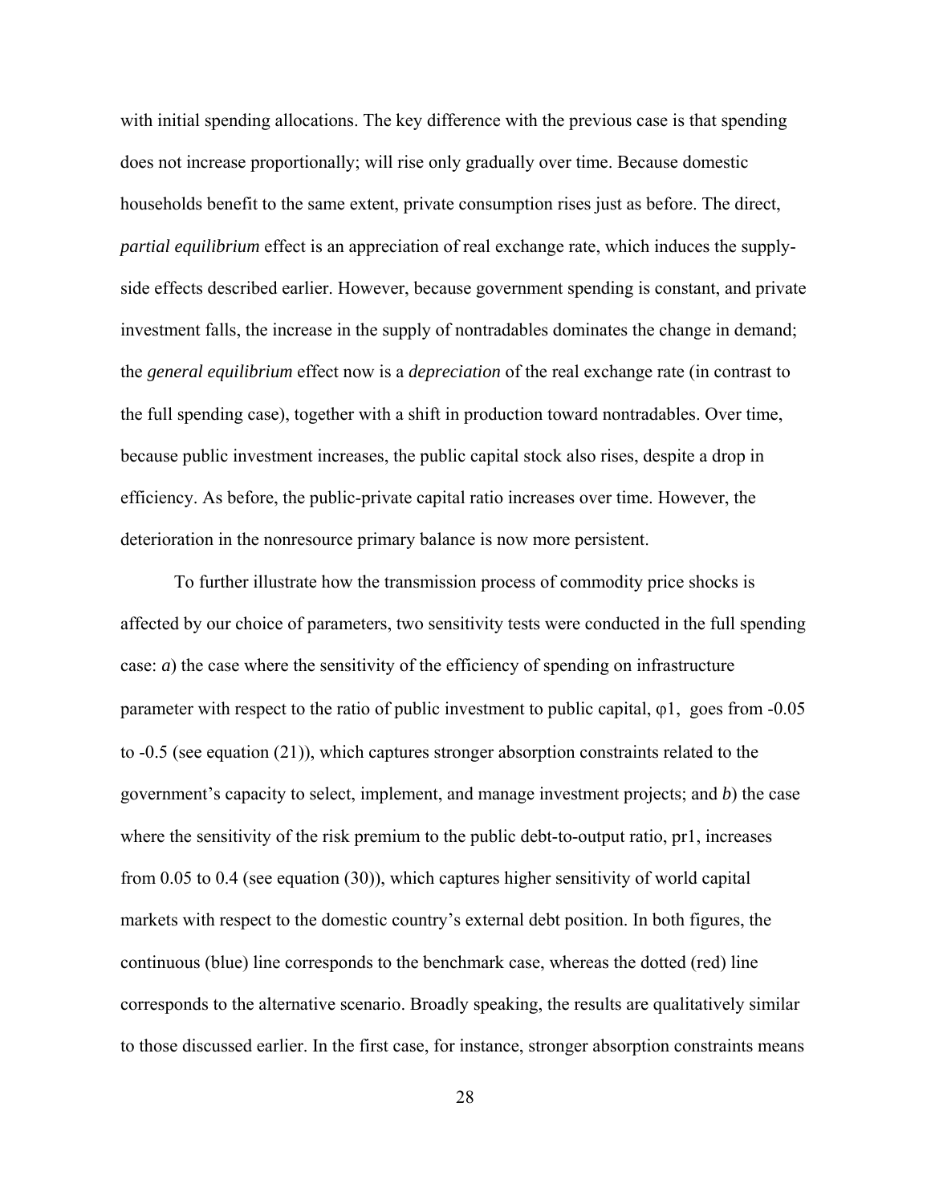with initial spending allocations. The key difference with the previous case is that spending does not increase proportionally; will rise only gradually over time. Because domestic households benefit to the same extent, private consumption rises just as before. The direct, *partial equilibrium* effect is an appreciation of real exchange rate, which induces the supply-side effects described earlier. However, because government spending is constant, and private investment falls, the increase in the supply of nontradables dominates the change in demand; the *general equilibrium* effect now is a *depreciation* of the real exchange rate (in contrast to the full spending case), together with a shift in production toward nontradables. Over time, because public investment increases, the public capital stock also rises, despite a drop in efficiency. As before, the public-private capital ratio increases over time. However, the deterioration in the nonresource primary balance is now more persistent.

To further illustrate how the transmission process of commodity price shocks is affected by our choice of parameters, two sensitivity tests were conducted in the full spending case: *a*) the case where the sensitivity of the efficiency of spending on infrastructure parameter with respect to the ratio of public investment to public capital, $\varphi 1$, goes from -0.05 to -0.5 (see equation (21)), which captures stronger absorption constraints related to the government's capacity to select, implement, and manage investment projects; and *b*) the case where the sensitivity of the risk premium to the public debt-to-output ratio, pr1, increases from 0.05 to 0.4 (see equation (30)), which captures higher sensitivity of world capital markets with respect to the domestic country's external debt position. In both figures, the continuous (blue) line corresponds to the benchmark case, whereas the dotted (red) line corresponds to the alternative scenario. Broadly speaking, the results are qualitatively similar to those discussed earlier. In the first case, for instance, stronger absorption constraints means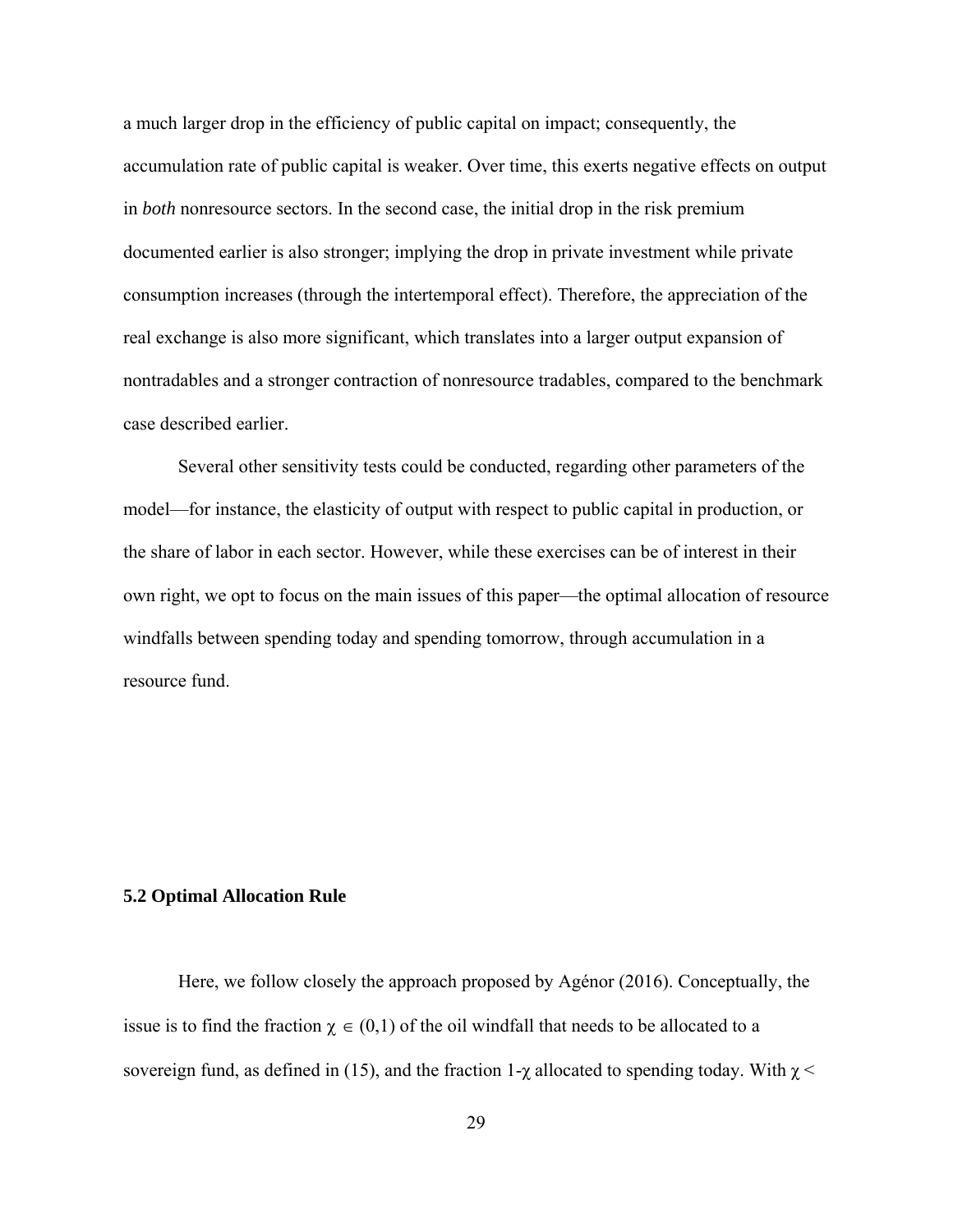a much larger drop in the efficiency of public capital on impact; consequently, the accumulation rate of public capital is weaker. Over time, this exerts negative effects on output in *both* nonresource sectors. In the second case, the initial drop in the risk premium documented earlier is also stronger; implying the drop in private investment while private consumption increases (through the intertemporal effect). Therefore, the appreciation of the real exchange is also more significant, which translates into a larger output expansion of nontradables and a stronger contraction of nonresource tradables, compared to the benchmark case described earlier.

Several other sensitivity tests could be conducted, regarding other parameters of the model—for instance, the elasticity of output with respect to public capital in production, or the share of labor in each sector. However, while these exercises can be of interest in their own right, we opt to focus on the main issues of this paper—the optimal allocation of resource windfalls between spending today and spending tomorrow, through accumulation in a resource fund.

### 5.2 Optimal Allocation Rule

Here, we follow closely the approach proposed by Agénor (2016). Conceptually, the issue is to find the fraction $\chi \in (0,1)$ of the oil windfall that needs to be allocated to a sovereign fund, as defined in (15), and the fraction $1-\chi$ allocated to spending today. With $\chi <$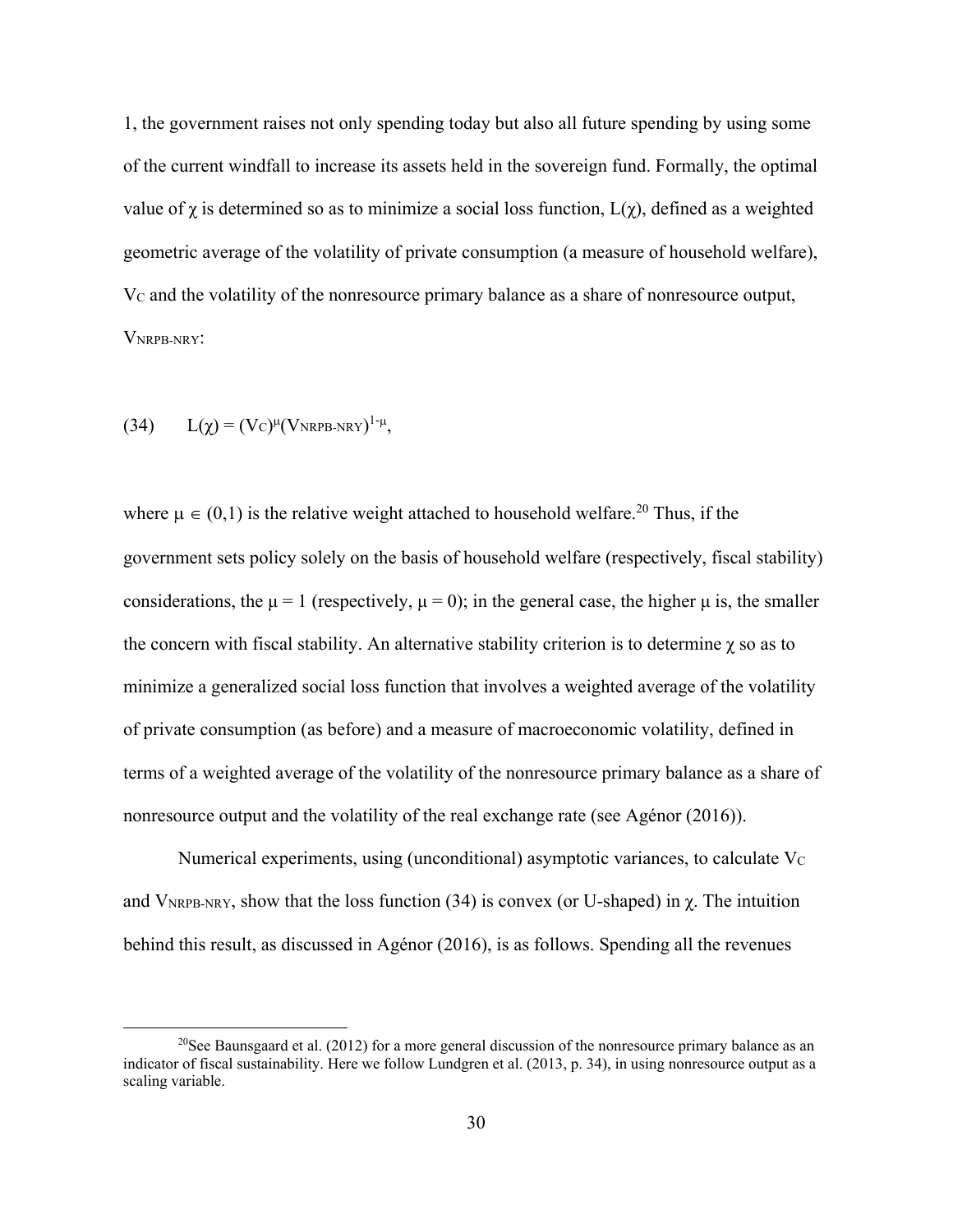1, the government raises not only spending today but also all future spending by using some of the current windfall to increase its assets held in the sovereign fund. Formally, the optimal value of $\chi$ is determined so as to minimize a social loss function, $L(\chi)$, defined as a weighted geometric average of the volatility of private consumption (a measure of household welfare), $V_C$ and the volatility of the nonresource primary balance as a share of nonresource output, $V_{NRPB\text{-}NRY}$:

$$(34) \qquad L(\chi) = (V_C)^{\mu}(V_{NRPB\text{-}NRY})^{1-\mu},$$

where $\mu \in (0,1)$ is the relative weight attached to household welfare.[20] Thus, if the government sets policy solely on the basis of household welfare (respectively, fiscal stability) considerations, the $\mu = 1$ (respectively, $\mu = 0$); in the general case, the higher $\mu$ is, the smaller the concern with fiscal stability. An alternative stability criterion is to determine $\chi$ so as to minimize a generalized social loss function that involves a weighted average of the volatility of private consumption (as before) and a measure of macroeconomic volatility, defined in terms of a weighted average of the volatility of the nonresource primary balance as a share of nonresource output and the volatility of the real exchange rate (see Agénor (2016)).

Numerical experiments, using (unconditional) asymptotic variances, to calculate $V_C$ and $V_{NRPB\text{-}NRY}$, show that the loss function (34) is convex (or U-shaped) in $\chi$. The intuition behind this result, as discussed in Agénor (2016), is as follows. Spending all the revenues

[20] See Baunsgaard et al. (2012) for a more general discussion of the nonresource primary balance as an indicator of fiscal sustainability. Here we follow Lundgren et al. (2013, p. 34), in using nonresource output as a scaling variable.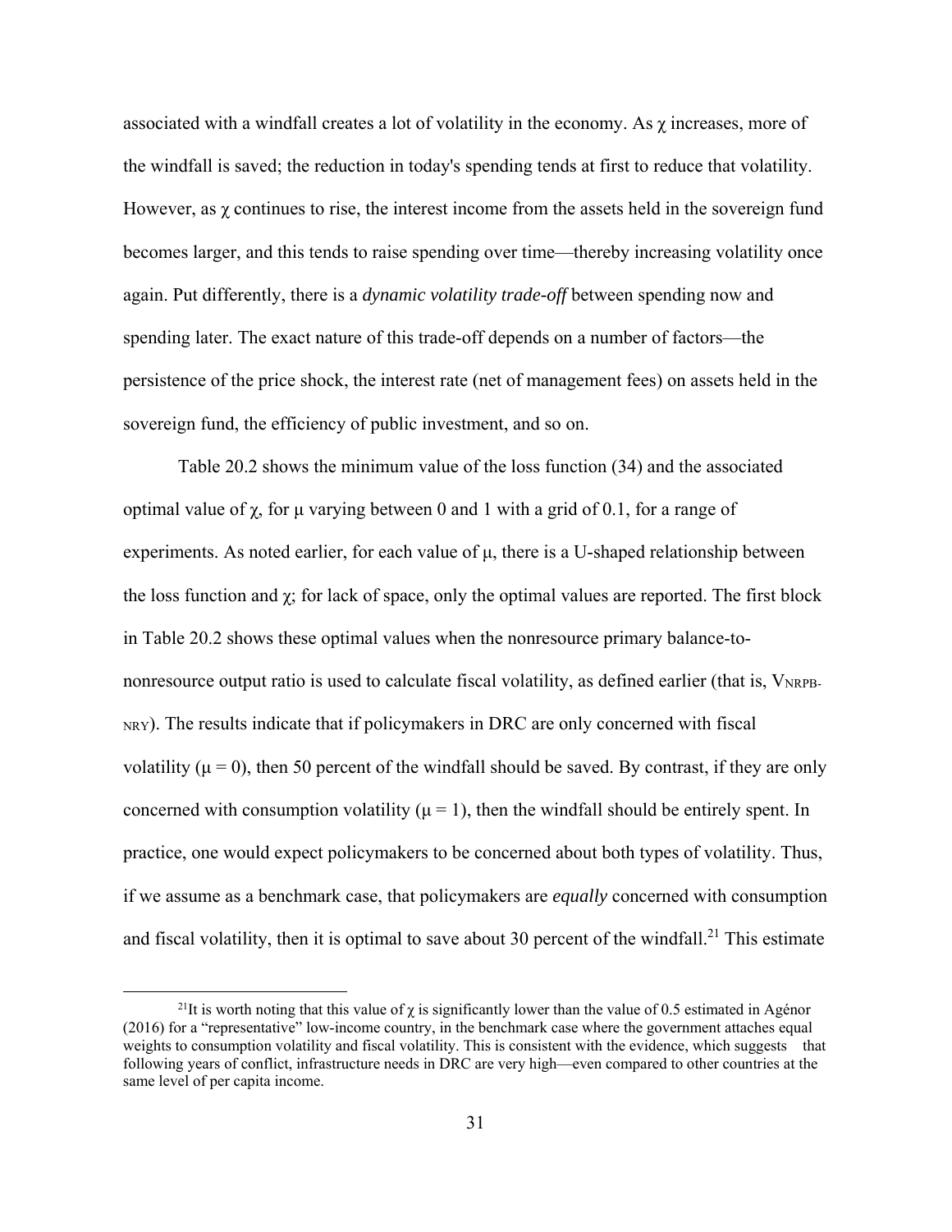associated with a windfall creates a lot of volatility in the economy. As $\chi$ increases, more of the windfall is saved; the reduction in today's spending tends at first to reduce that volatility. However, as $\chi$ continues to rise, the interest income from the assets held in the sovereign fund becomes larger, and this tends to raise spending over time—thereby increasing volatility once again. Put differently, there is a *dynamic volatility trade-off* between spending now and spending later. The exact nature of this trade-off depends on a number of factors—the persistence of the price shock, the interest rate (net of management fees) on assets held in the sovereign fund, the efficiency of public investment, and so on.

Table 20.2 shows the minimum value of the loss function (34) and the associated optimal value of $\chi$, for $\mu$ varying between 0 and 1 with a grid of 0.1, for a range of experiments. As noted earlier, for each value of $\mu$, there is a U-shaped relationship between the loss function and $\chi$; for lack of space, only the optimal values are reported. The first block in Table 20.2 shows these optimal values when the nonresource primary balance-to-nonresource output ratio is used to calculate fiscal volatility, as defined earlier (that is, $V_{NRPB\text{-}NRY}$). The results indicate that if policymakers in DRC are only concerned with fiscal volatility ($\mu = 0$), then 50 percent of the windfall should be saved. By contrast, if they are only concerned with consumption volatility ($\mu = 1$), then the windfall should be entirely spent. In practice, one would expect policymakers to be concerned about both types of volatility. Thus, if we assume as a benchmark case, that policymakers are *equally* concerned with consumption and fiscal volatility, then it is optimal to save about 30 percent of the windfall.[21] This estimate

[21]It is worth noting that this value of $\chi$ is significantly lower than the value of 0.5 estimated in Agénor (2016) for a "representative" low-income country, in the benchmark case where the government attaches equal weights to consumption volatility and fiscal volatility. This is consistent with the evidence, which suggests that following years of conflict, infrastructure needs in DRC are very high—even compared to other countries at the same level of per capita income.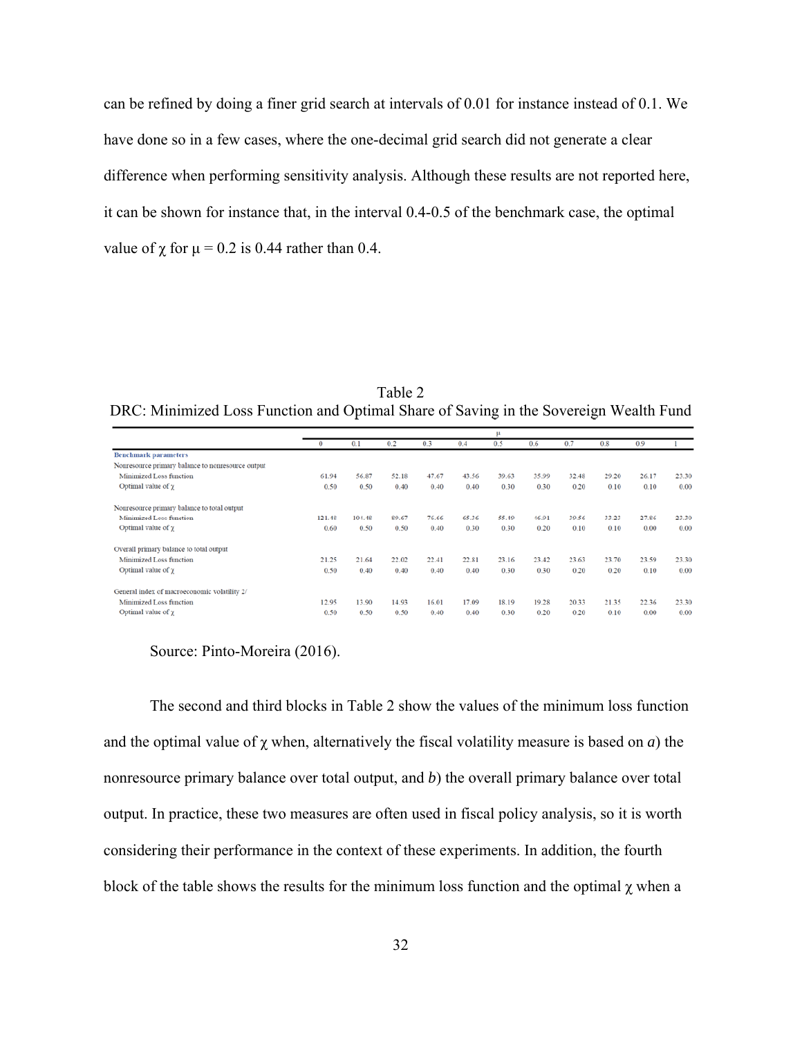can be refined by doing a finer grid search at intervals of 0.01 for instance instead of 0.1. We have done so in a few cases, where the one-decimal grid search did not generate a clear difference when performing sensitivity analysis. Although these results are not reported here, it can be shown for instance that, in the interval 0.4-0.5 of the benchmark case, the optimal value of $\chi$ for $\mu = 0.2$ is 0.44 rather than 0.4.

Table 2
DRC: Minimized Loss Function and Optimal Share of Saving in the Sovereign Wealth Fund

| | $\mu$ | | | | | | | | | | |
|---|---|---|---|---|---|---|---|---|---|---|---|
| | 0 | 0.1 | 0.2 | 0.3 | 0.4 | 0.5 | 0.6 | 0.7 | 0.8 | 0.9 | 1 |
| **Benchmark parameters** | | | | | | | | | | | |
| Nonresource primary balance to nonresource output | | | | | | | | | | | |
| Minimized Loss function | 61.94 | 56.87 | 52.18 | 47.67 | 43.56 | 39.63 | 35.99 | 32.48 | 29.20 | 26.17 | 23.30 |
| Optimal value of $\chi$ | 0.50 | 0.50 | 0.40 | 0.40 | 0.40 | 0.30 | 0.30 | 0.20 | 0.10 | 0.10 | 0.00 |
| Nonresource primary balance to total output | | | | | | | | | | | |
| Minimized Loss function | 121.48 | 104.48 | 89.67 | 76.66 | 65.36 | 55.19 | 46.91 | 39.56 | 33.23 | 27.86 | 23.30 |
| Optimal value of $\chi$ | 0.60 | 0.50 | 0.50 | 0.40 | 0.30 | 0.30 | 0.20 | 0.10 | 0.10 | 0.00 | 0.00 |
| Overall primary balance to total output | | | | | | | | | | | |
| Minimized Loss function | 21.25 | 21.64 | 22.02 | 22.41 | 22.81 | 23.16 | 23.42 | 23.63 | 23.70 | 23.59 | 23.30 |
| Optimal value of $\chi$ | 0.50 | 0.40 | 0.40 | 0.40 | 0.40 | 0.30 | 0.30 | 0.20 | 0.20 | 0.10 | 0.00 |
| General index of macroeconomic volatility 2/ | | | | | | | | | | | |
| Minimized Loss function | 12.95 | 13.90 | 14.93 | 16.01 | 17.09 | 18.19 | 19.28 | 20.33 | 21.35 | 22.36 | 23.30 |
| Optimal value of $\chi$ | 0.50 | 0.50 | 0.50 | 0.40 | 0.40 | 0.30 | 0.20 | 0.20 | 0.10 | 0.00 | 0.00 |

Source: Pinto-Moreira (2016).

The second and third blocks in Table 2 show the values of the minimum loss function and the optimal value of $\chi$ when, alternatively the fiscal volatility measure is based on *a*) the nonresource primary balance over total output, and *b*) the overall primary balance over total output. In practice, these two measures are often used in fiscal policy analysis, so it is worth considering their performance in the context of these experiments. In addition, the fourth block of the table shows the results for the minimum loss function and the optimal $\chi$ when a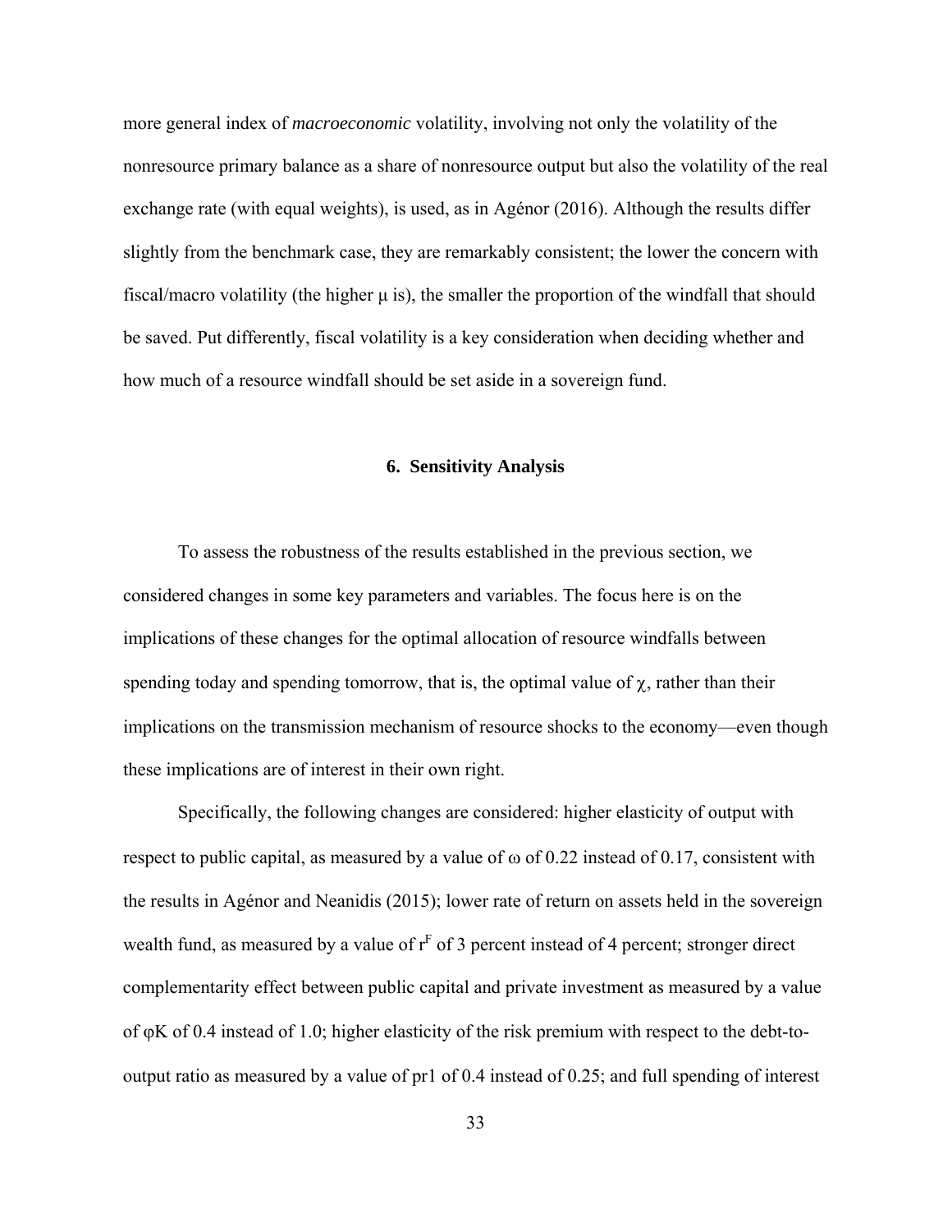more general index of *macroeconomic* volatility, involving not only the volatility of the nonresource primary balance as a share of nonresource output but also the volatility of the real exchange rate (with equal weights), is used, as in Agénor (2016). Although the results differ slightly from the benchmark case, they are remarkably consistent; the lower the concern with fiscal/macro volatility (the higher $\mu$ is), the smaller the proportion of the windfall that should be saved. Put differently, fiscal volatility is a key consideration when deciding whether and how much of a resource windfall should be set aside in a sovereign fund.

## 6. Sensitivity Analysis

To assess the robustness of the results established in the previous section, we considered changes in some key parameters and variables. The focus here is on the implications of these changes for the optimal allocation of resource windfalls between spending today and spending tomorrow, that is, the optimal value of $\chi$, rather than their implications on the transmission mechanism of resource shocks to the economy—even though these implications are of interest in their own right.

Specifically, the following changes are considered: higher elasticity of output with respect to public capital, as measured by a value of $\omega$ of 0.22 instead of 0.17, consistent with the results in Agénor and Neanidis (2015); lower rate of return on assets held in the sovereign wealth fund, as measured by a value of $r^F$ of 3 percent instead of 4 percent; stronger direct complementarity effect between public capital and private investment as measured by a value of $\varphi K$ of 0.4 instead of 1.0; higher elasticity of the risk premium with respect to the debt-to-output ratio as measured by a value of pr1 of 0.4 instead of 0.25; and full spending of interest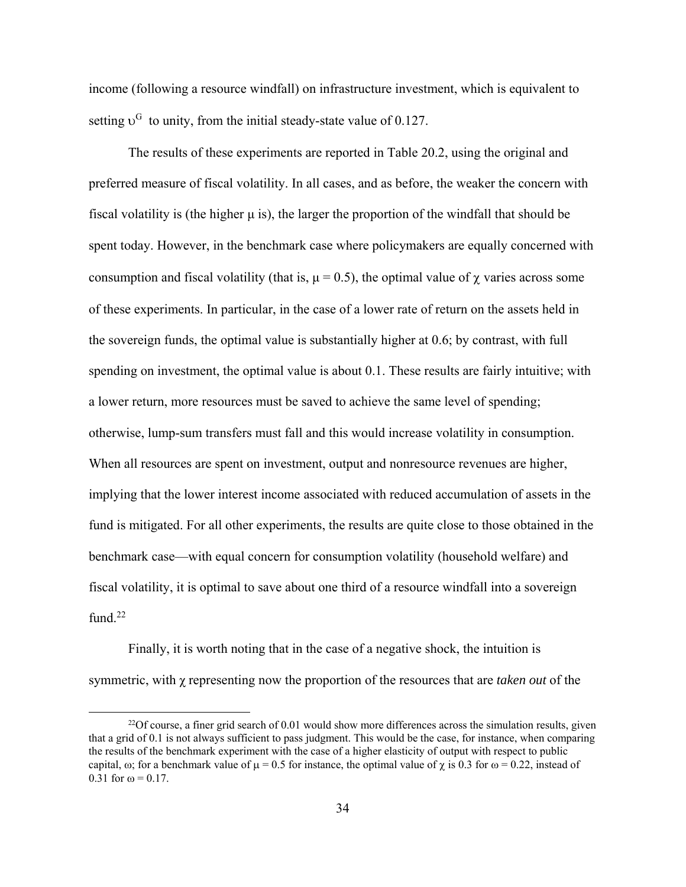income (following a resource windfall) on infrastructure investment, which is equivalent to setting $\upsilon^G$ to unity, from the initial steady-state value of 0.127.

The results of these experiments are reported in Table 20.2, using the original and preferred measure of fiscal volatility. In all cases, and as before, the weaker the concern with fiscal volatility is (the higher $\mu$ is), the larger the proportion of the windfall that should be spent today. However, in the benchmark case where policymakers are equally concerned with consumption and fiscal volatility (that is, $\mu = 0.5$), the optimal value of $\chi$ varies across some of these experiments. In particular, in the case of a lower rate of return on the assets held in the sovereign funds, the optimal value is substantially higher at 0.6; by contrast, with full spending on investment, the optimal value is about 0.1. These results are fairly intuitive; with a lower return, more resources must be saved to achieve the same level of spending; otherwise, lump-sum transfers must fall and this would increase volatility in consumption. When all resources are spent on investment, output and nonresource revenues are higher, implying that the lower interest income associated with reduced accumulation of assets in the fund is mitigated. For all other experiments, the results are quite close to those obtained in the benchmark case—with equal concern for consumption volatility (household welfare) and fiscal volatility, it is optimal to save about one third of a resource windfall into a sovereign fund.[22]

Finally, it is worth noting that in the case of a negative shock, the intuition is symmetric, with $\chi$ representing now the proportion of the resources that are *taken out* of the

[22]Of course, a finer grid search of 0.01 would show more differences across the simulation results, given that a grid of 0.1 is not always sufficient to pass judgment. This would be the case, for instance, when comparing the results of the benchmark experiment with the case of a higher elasticity of output with respect to public capital, $\omega$; for a benchmark value of $\mu = 0.5$ for instance, the optimal value of $\chi$ is 0.3 for $\omega = 0.22$, instead of 0.31 for $\omega = 0.17$.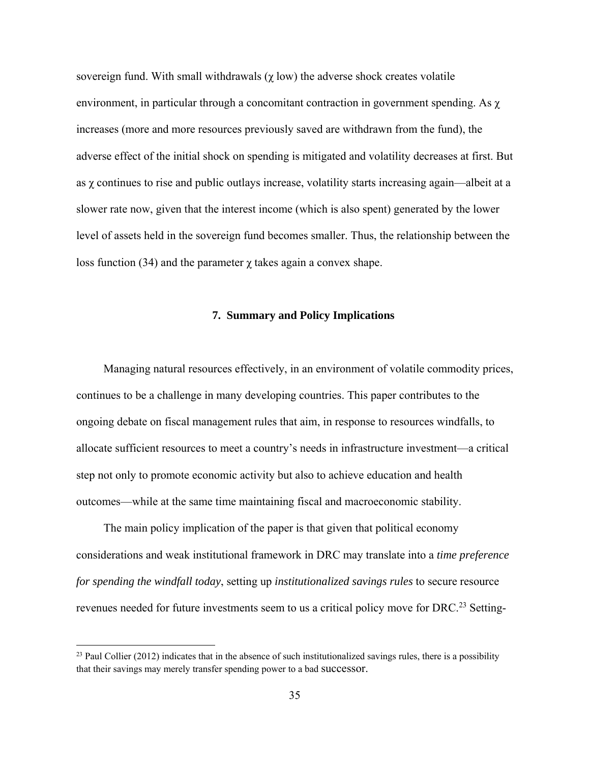sovereign fund. With small withdrawals ($\chi$ low) the adverse shock creates volatile environment, in particular through a concomitant contraction in government spending. As $\chi$ increases (more and more resources previously saved are withdrawn from the fund), the adverse effect of the initial shock on spending is mitigated and volatility decreases at first. But as $\chi$ continues to rise and public outlays increase, volatility starts increasing again—albeit at a slower rate now, given that the interest income (which is also spent) generated by the lower level of assets held in the sovereign fund becomes smaller. Thus, the relationship between the loss function (34) and the parameter $\chi$ takes again a convex shape.

## 7. Summary and Policy Implications

Managing natural resources effectively, in an environment of volatile commodity prices, continues to be a challenge in many developing countries. This paper contributes to the ongoing debate on fiscal management rules that aim, in response to resources windfalls, to allocate sufficient resources to meet a country's needs in infrastructure investment—a critical step not only to promote economic activity but also to achieve education and health outcomes—while at the same time maintaining fiscal and macroeconomic stability.

The main policy implication of the paper is that given that political economy considerations and weak institutional framework in DRC may translate into a *time preference for spending the windfall today*, setting up *institutionalized savings rules* to secure resource revenues needed for future investments seem to us a critical policy move for DRC.[23] Setting-

[23] Paul Collier (2012) indicates that in the absence of such institutionalized savings rules, there is a possibility that their savings may merely transfer spending power to a bad successor.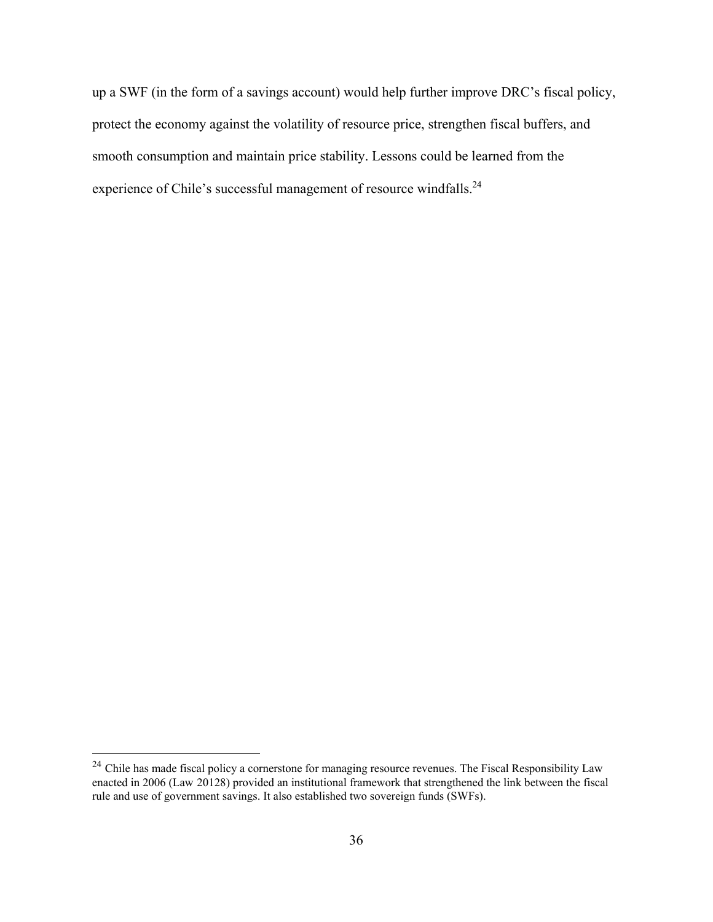up a SWF (in the form of a savings account) would help further improve DRC's fiscal policy, protect the economy against the volatility of resource price, strengthen fiscal buffers, and smooth consumption and maintain price stability. Lessons could be learned from the experience of Chile's successful management of resource windfalls.[24]

[24] Chile has made fiscal policy a cornerstone for managing resource revenues. The Fiscal Responsibility Law enacted in 2006 (Law 20128) provided an institutional framework that strengthened the link between the fiscal rule and use of government savings. It also established two sovereign funds (SWFs).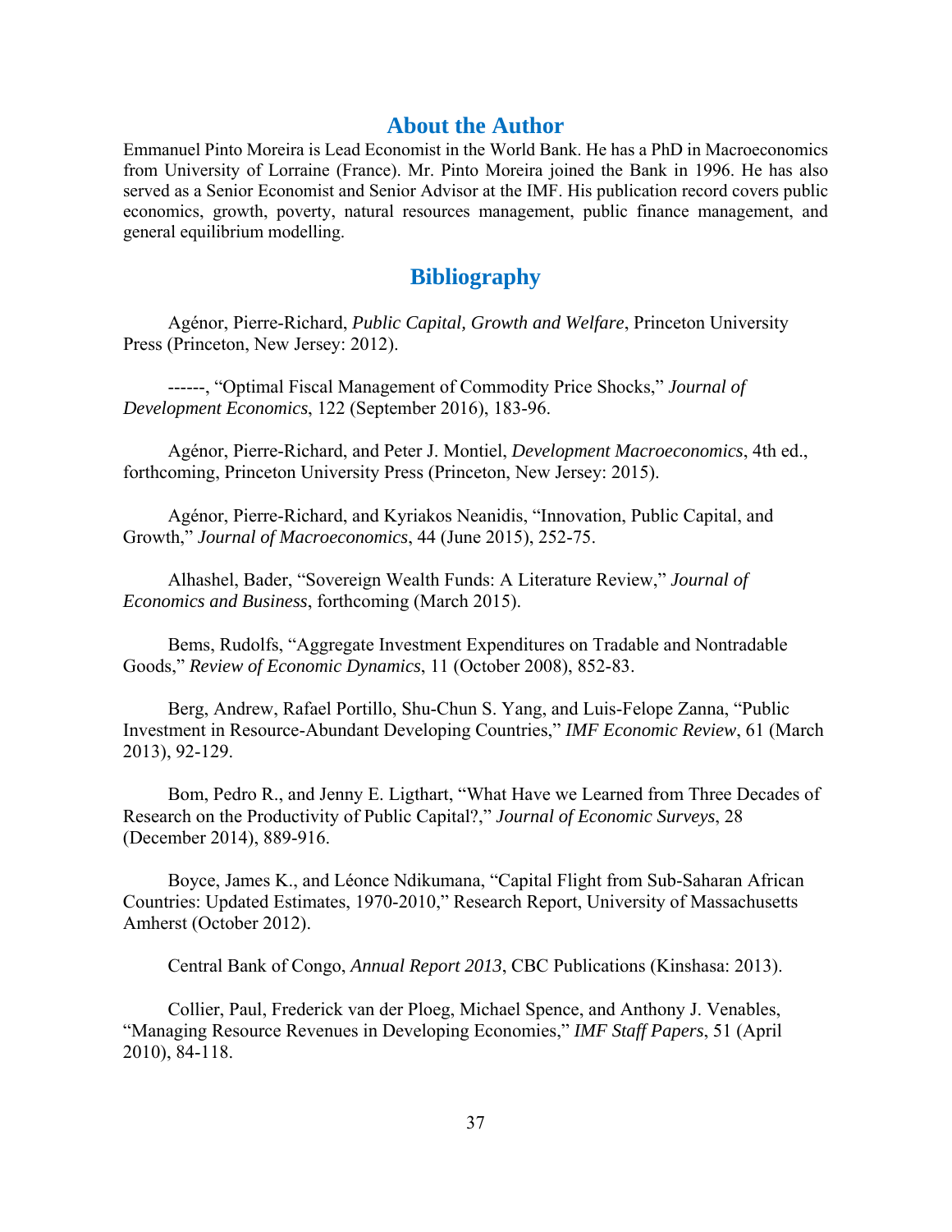## About the Author

Emmanuel Pinto Moreira is Lead Economist in the World Bank. He has a PhD in Macroeconomics from University of Lorraine (France). Mr. Pinto Moreira joined the Bank in 1996. He has also served as a Senior Economist and Senior Advisor at the IMF. His publication record covers public economics, growth, poverty, natural resources management, public finance management, and general equilibrium modelling.

## Bibliography

Agénor, Pierre-Richard, *Public Capital, Growth and Welfare*, Princeton University Press (Princeton, New Jersey: 2012).

------, "Optimal Fiscal Management of Commodity Price Shocks," *Journal of Development Economics*, 122 (September 2016), 183-96.

Agénor, Pierre-Richard, and Peter J. Montiel, *Development Macroeconomics*, 4th ed., forthcoming, Princeton University Press (Princeton, New Jersey: 2015).

Agénor, Pierre-Richard, and Kyriakos Neanidis, "Innovation, Public Capital, and Growth," *Journal of Macroeconomics*, 44 (June 2015), 252-75.

Alhashel, Bader, "Sovereign Wealth Funds: A Literature Review," *Journal of Economics and Business*, forthcoming (March 2015).

Bems, Rudolfs, "Aggregate Investment Expenditures on Tradable and Nontradable Goods," *Review of Economic Dynamics*, 11 (October 2008), 852-83.

Berg, Andrew, Rafael Portillo, Shu-Chun S. Yang, and Luis-Felope Zanna, "Public Investment in Resource-Abundant Developing Countries," *IMF Economic Review*, 61 (March 2013), 92-129.

Bom, Pedro R., and Jenny E. Ligthart, "What Have we Learned from Three Decades of Research on the Productivity of Public Capital?," *Journal of Economic Surveys*, 28 (December 2014), 889-916.

Boyce, James K., and Léonce Ndikumana, "Capital Flight from Sub-Saharan African Countries: Updated Estimates, 1970-2010," Research Report, University of Massachusetts Amherst (October 2012).

Central Bank of Congo, *Annual Report 2013*, CBC Publications (Kinshasa: 2013).

Collier, Paul, Frederick van der Ploeg, Michael Spence, and Anthony J. Venables, "Managing Resource Revenues in Developing Economies," *IMF Staff Papers*, 51 (April 2010), 84-118.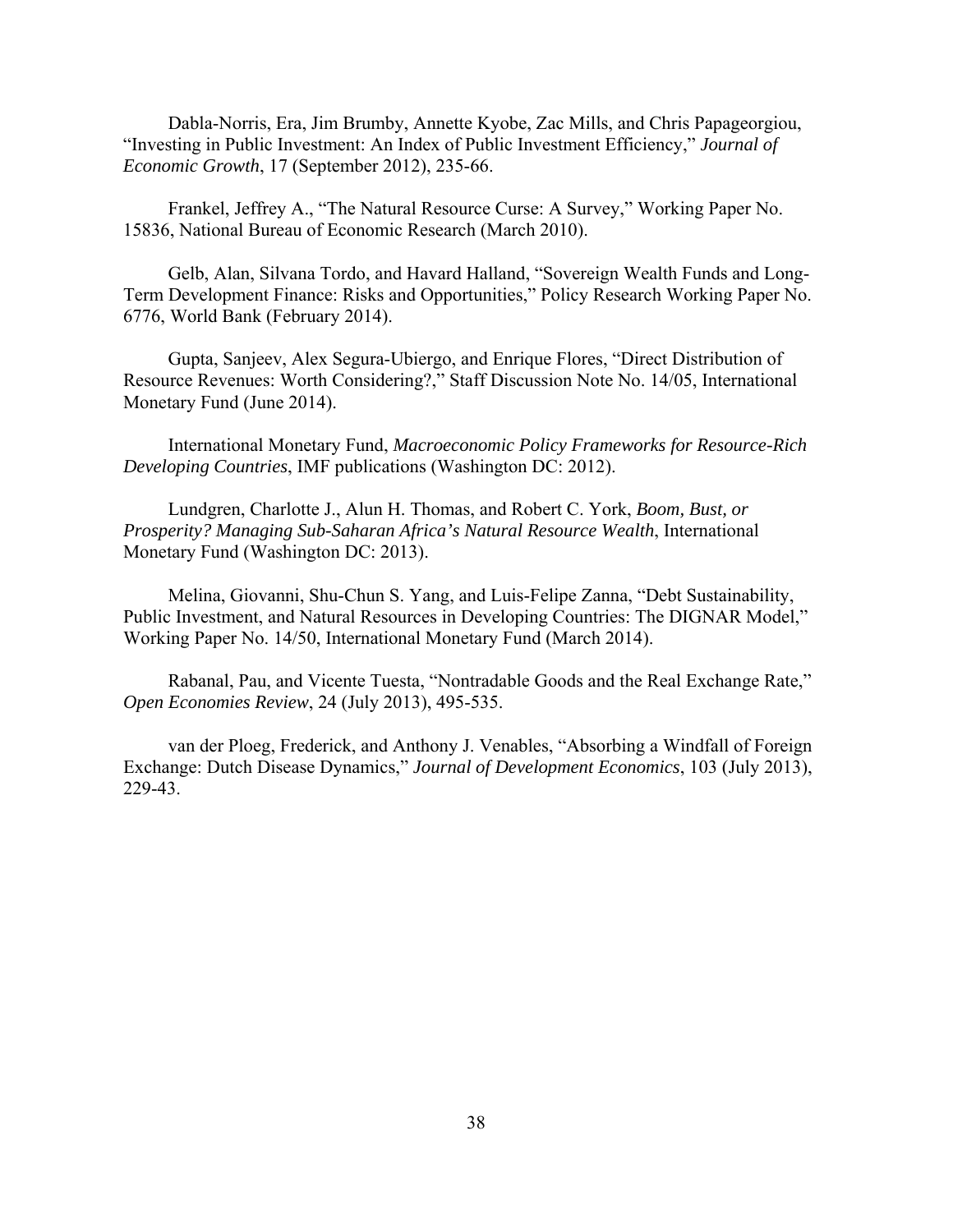Dabla-Norris, Era, Jim Brumby, Annette Kyobe, Zac Mills, and Chris Papageorgiou, "Investing in Public Investment: An Index of Public Investment Efficiency," *Journal of Economic Growth*, 17 (September 2012), 235-66.

Frankel, Jeffrey A., "The Natural Resource Curse: A Survey," Working Paper No. 15836, National Bureau of Economic Research (March 2010).

Gelb, Alan, Silvana Tordo, and Havard Halland, "Sovereign Wealth Funds and Long-Term Development Finance: Risks and Opportunities," Policy Research Working Paper No. 6776, World Bank (February 2014).

Gupta, Sanjeev, Alex Segura-Ubiergo, and Enrique Flores, "Direct Distribution of Resource Revenues: Worth Considering?," Staff Discussion Note No. 14/05, International Monetary Fund (June 2014).

International Monetary Fund, *Macroeconomic Policy Frameworks for Resource-Rich Developing Countries*, IMF publications (Washington DC: 2012).

Lundgren, Charlotte J., Alun H. Thomas, and Robert C. York, *Boom, Bust, or Prosperity? Managing Sub-Saharan Africa's Natural Resource Wealth*, International Monetary Fund (Washington DC: 2013).

Melina, Giovanni, Shu-Chun S. Yang, and Luis-Felipe Zanna, "Debt Sustainability, Public Investment, and Natural Resources in Developing Countries: The DIGNAR Model," Working Paper No. 14/50, International Monetary Fund (March 2014).

Rabanal, Pau, and Vicente Tuesta, "Nontradable Goods and the Real Exchange Rate," *Open Economies Review*, 24 (July 2013), 495-535.

van der Ploeg, Frederick, and Anthony J. Venables, "Absorbing a Windfall of Foreign Exchange: Dutch Disease Dynamics," *Journal of Development Economics*, 103 (July 2013), 229-43.